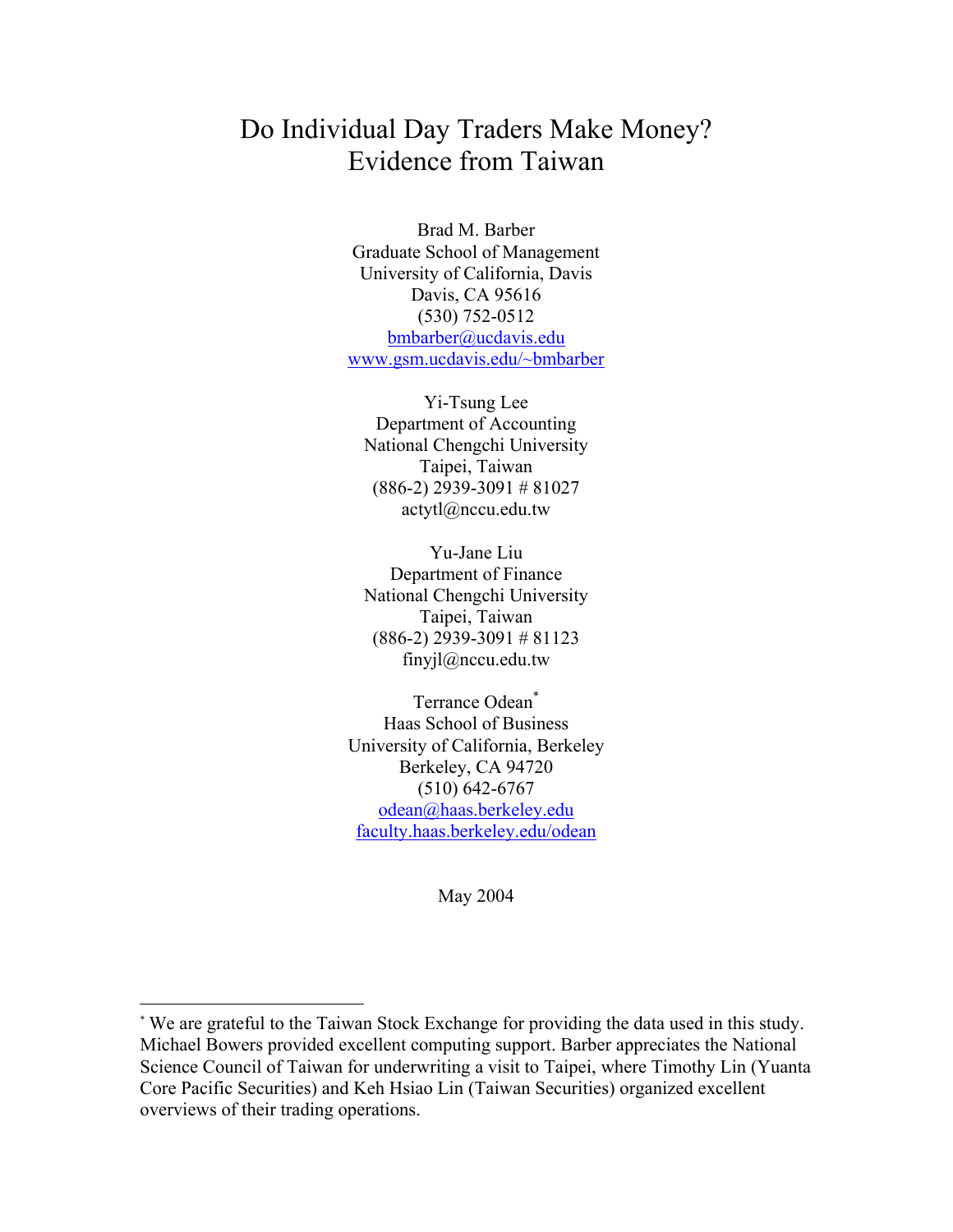# Do Individual Day Traders Make Money?
# Evidence from Taiwan

Brad M. Barber
Graduate School of Management
University of California, Davis
Davis, CA 95616
(530) 752-0512
bmbarber@ucdavis.edu
www.gsm.ucdavis.edu/~bmbarber

Yi-Tsung Lee
Department of Accounting
National Chengchi University
Taipei, Taiwan
(886-2) 2939-3091 # 81027
actytl@nccu.edu.tw

Yu-Jane Liu
Department of Finance
National Chengchi University
Taipei, Taiwan
(886-2) 2939-3091 # 81123
finyjl@nccu.edu.tw

Terrance Odean[*]
Haas School of Business
University of California, Berkeley
Berkeley, CA 94720
(510) 642-6767
odean@haas.berkeley.edu
faculty.haas.berkeley.edu/odean

May 2004

---

[*] We are grateful to the Taiwan Stock Exchange for providing the data used in this study. Michael Bowers provided excellent computing support. Barber appreciates the National Science Council of Taiwan for underwriting a visit to Taipei, where Timothy Lin (Yuanta Core Pacific Securities) and Keh Hsiao Lin (Taiwan Securities) organized excellent overviews of their trading operations.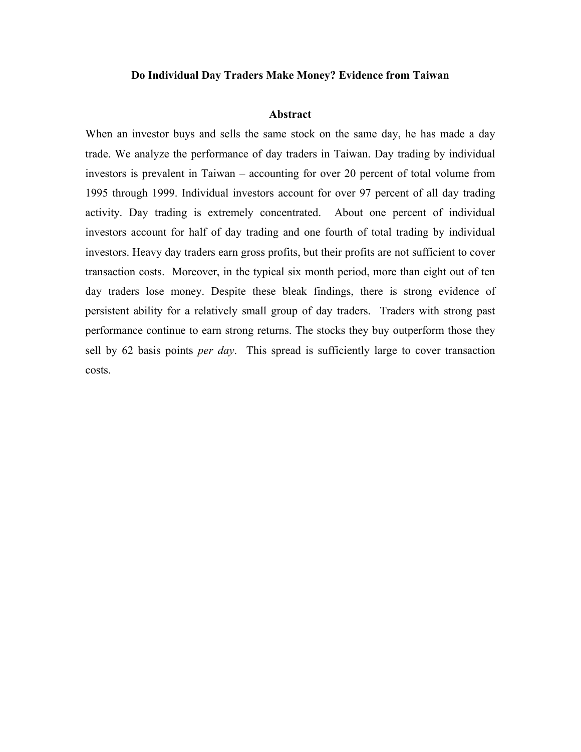# Do Individual Day Traders Make Money? Evidence from Taiwan

## Abstract

When an investor buys and sells the same stock on the same day, he has made a day trade. We analyze the performance of day traders in Taiwan. Day trading by individual investors is prevalent in Taiwan – accounting for over 20 percent of total volume from 1995 through 1999. Individual investors account for over 97 percent of all day trading activity. Day trading is extremely concentrated. About one percent of individual investors account for half of day trading and one fourth of total trading by individual investors. Heavy day traders earn gross profits, but their profits are not sufficient to cover transaction costs. Moreover, in the typical six month period, more than eight out of ten day traders lose money. Despite these bleak findings, there is strong evidence of persistent ability for a relatively small group of day traders. Traders with strong past performance continue to earn strong returns. The stocks they buy outperform those they sell by 62 basis points *per day*. This spread is sufficiently large to cover transaction costs.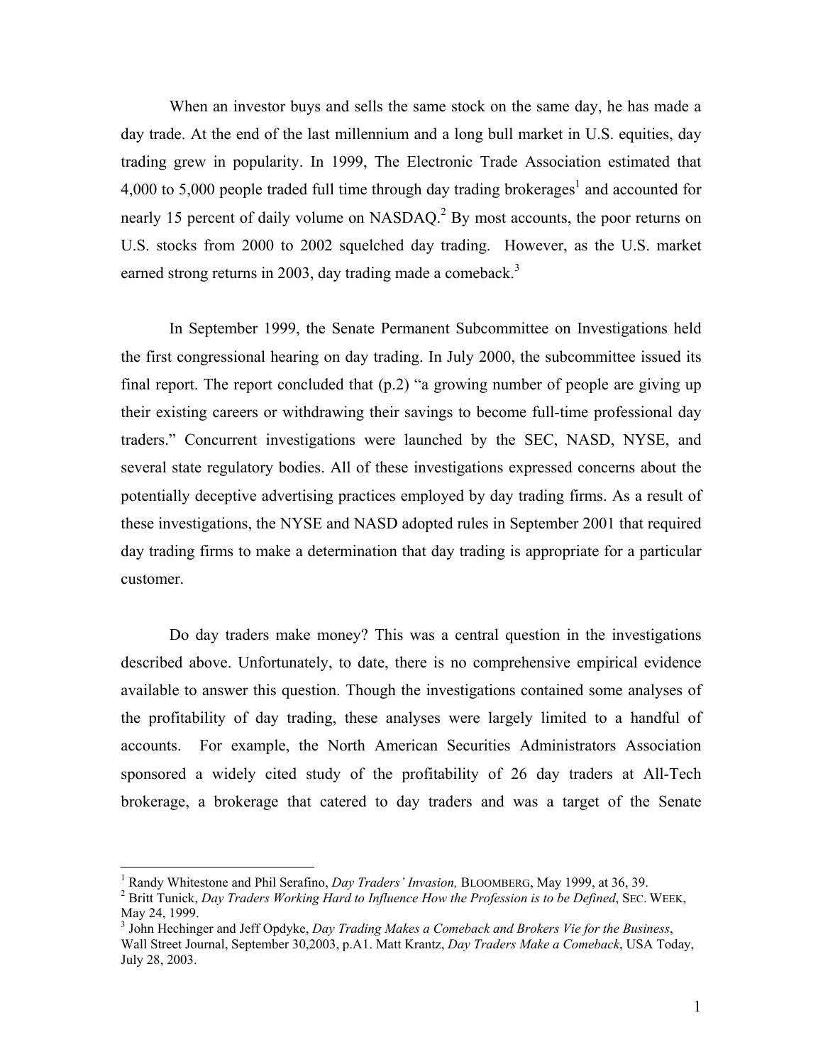When an investor buys and sells the same stock on the same day, he has made a day trade. At the end of the last millennium and a long bull market in U.S. equities, day trading grew in popularity. In 1999, The Electronic Trade Association estimated that 4,000 to 5,000 people traded full time through day trading brokerages[1] and accounted for nearly 15 percent of daily volume on NASDAQ.[2] By most accounts, the poor returns on U.S. stocks from 2000 to 2002 squelched day trading. However, as the U.S. market earned strong returns in 2003, day trading made a comeback.[3]

In September 1999, the Senate Permanent Subcommittee on Investigations held the first congressional hearing on day trading. In July 2000, the subcommittee issued its final report. The report concluded that (p.2) "a growing number of people are giving up their existing careers or withdrawing their savings to become full-time professional day traders." Concurrent investigations were launched by the SEC, NASD, NYSE, and several state regulatory bodies. All of these investigations expressed concerns about the potentially deceptive advertising practices employed by day trading firms. As a result of these investigations, the NYSE and NASD adopted rules in September 2001 that required day trading firms to make a determination that day trading is appropriate for a particular customer.

Do day traders make money? This was a central question in the investigations described above. Unfortunately, to date, there is no comprehensive empirical evidence available to answer this question. Though the investigations contained some analyses of the profitability of day trading, these analyses were largely limited to a handful of accounts. For example, the North American Securities Administrators Association sponsored a widely cited study of the profitability of 26 day traders at All-Tech brokerage, a brokerage that catered to day traders and was a target of the Senate

---

[1] Randy Whitestone and Phil Serafino, *Day Traders' Invasion,* BLOOMBERG, May 1999, at 36, 39.

[2] Britt Tunick, *Day Traders Working Hard to Influence How the Profession is to be Defined*, SEC. WEEK, May 24, 1999.

[3] John Hechinger and Jeff Opdyke, *Day Trading Makes a Comeback and Brokers Vie for the Business*, Wall Street Journal, September 30,2003, p.A1. Matt Krantz, *Day Traders Make a Comeback*, USA Today, July 28, 2003.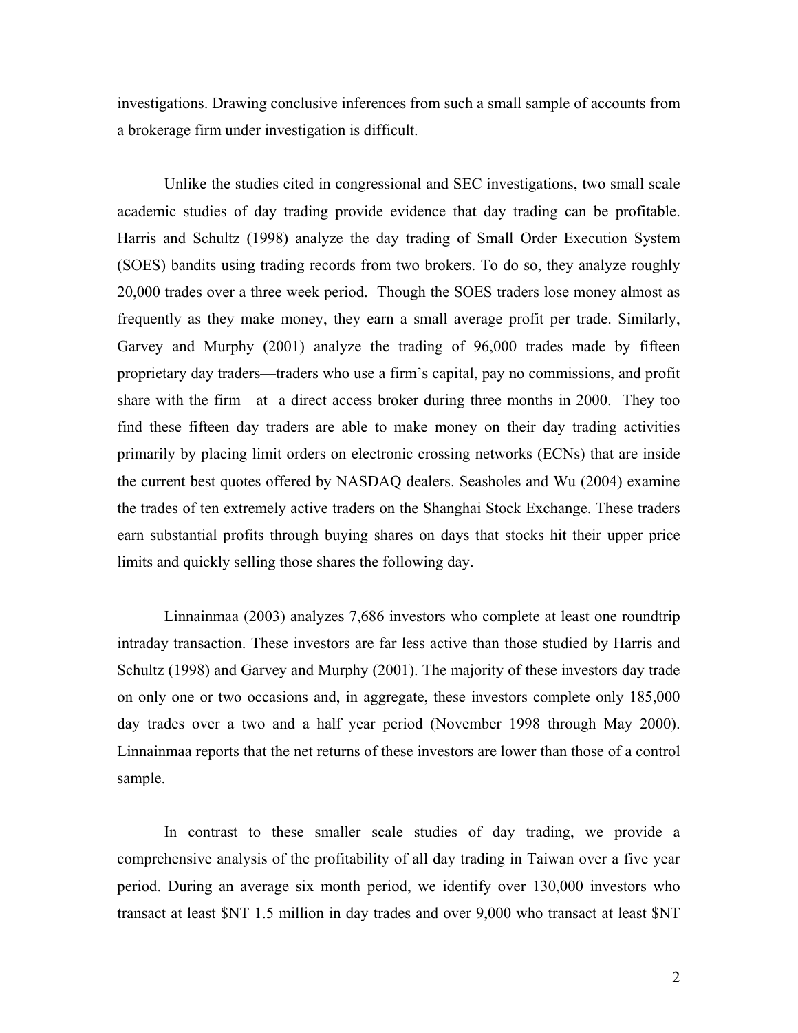investigations. Drawing conclusive inferences from such a small sample of accounts from a brokerage firm under investigation is difficult.

Unlike the studies cited in congressional and SEC investigations, two small scale academic studies of day trading provide evidence that day trading can be profitable. Harris and Schultz (1998) analyze the day trading of Small Order Execution System (SOES) bandits using trading records from two brokers. To do so, they analyze roughly 20,000 trades over a three week period. Though the SOES traders lose money almost as frequently as they make money, they earn a small average profit per trade. Similarly, Garvey and Murphy (2001) analyze the trading of 96,000 trades made by fifteen proprietary day traders—traders who use a firm's capital, pay no commissions, and profit share with the firm—at a direct access broker during three months in 2000. They too find these fifteen day traders are able to make money on their day trading activities primarily by placing limit orders on electronic crossing networks (ECNs) that are inside the current best quotes offered by NASDAQ dealers. Seasholes and Wu (2004) examine the trades of ten extremely active traders on the Shanghai Stock Exchange. These traders earn substantial profits through buying shares on days that stocks hit their upper price limits and quickly selling those shares the following day.

Linnainmaa (2003) analyzes 7,686 investors who complete at least one roundtrip intraday transaction. These investors are far less active than those studied by Harris and Schultz (1998) and Garvey and Murphy (2001). The majority of these investors day trade on only one or two occasions and, in aggregate, these investors complete only 185,000 day trades over a two and a half year period (November 1998 through May 2000). Linnainmaa reports that the net returns of these investors are lower than those of a control sample.

In contrast to these smaller scale studies of day trading, we provide a comprehensive analysis of the profitability of all day trading in Taiwan over a five year period. During an average six month period, we identify over 130,000 investors who transact at least $NT 1.5 million in day trades and over 9,000 who transact at least $NT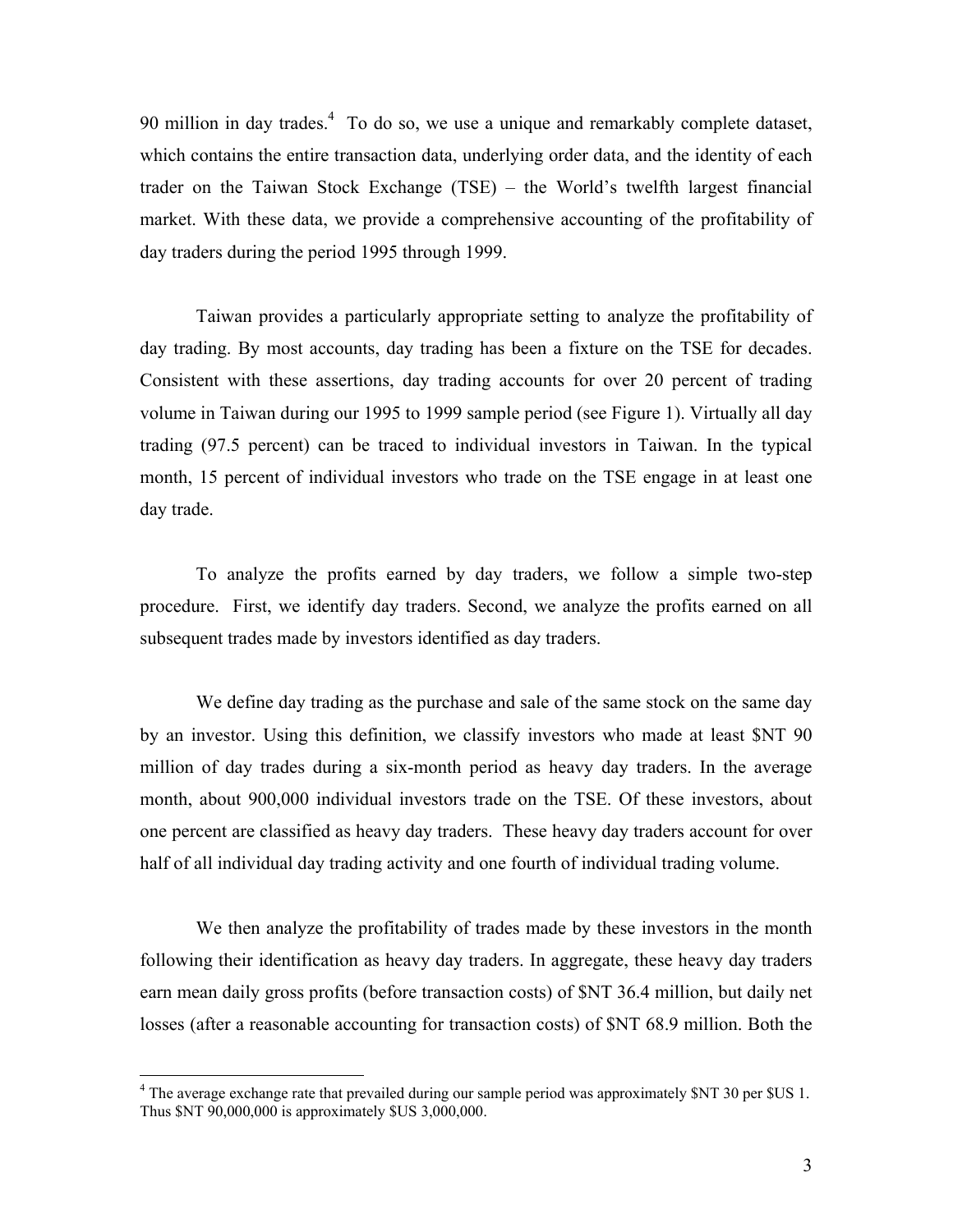90 million in day trades.[4] To do so, we use a unique and remarkably complete dataset, which contains the entire transaction data, underlying order data, and the identity of each trader on the Taiwan Stock Exchange (TSE) – the World's twelfth largest financial market. With these data, we provide a comprehensive accounting of the profitability of day traders during the period 1995 through 1999.

Taiwan provides a particularly appropriate setting to analyze the profitability of day trading. By most accounts, day trading has been a fixture on the TSE for decades. Consistent with these assertions, day trading accounts for over 20 percent of trading volume in Taiwan during our 1995 to 1999 sample period (see Figure 1). Virtually all day trading (97.5 percent) can be traced to individual investors in Taiwan. In the typical month, 15 percent of individual investors who trade on the TSE engage in at least one day trade.

To analyze the profits earned by day traders, we follow a simple two-step procedure. First, we identify day traders. Second, we analyze the profits earned on all subsequent trades made by investors identified as day traders.

We define day trading as the purchase and sale of the same stock on the same day by an investor. Using this definition, we classify investors who made at least $NT 90 million of day trades during a six-month period as heavy day traders. In the average month, about 900,000 individual investors trade on the TSE. Of these investors, about one percent are classified as heavy day traders. These heavy day traders account for over half of all individual day trading activity and one fourth of individual trading volume.

We then analyze the profitability of trades made by these investors in the month following their identification as heavy day traders. In aggregate, these heavy day traders earn mean daily gross profits (before transaction costs) of $NT 36.4 million, but daily net losses (after a reasonable accounting for transaction costs) of $NT 68.9 million. Both the

---

[4] The average exchange rate that prevailed during our sample period was approximately $NT 30 per $US 1. Thus $NT 90,000,000 is approximately $US 3,000,000.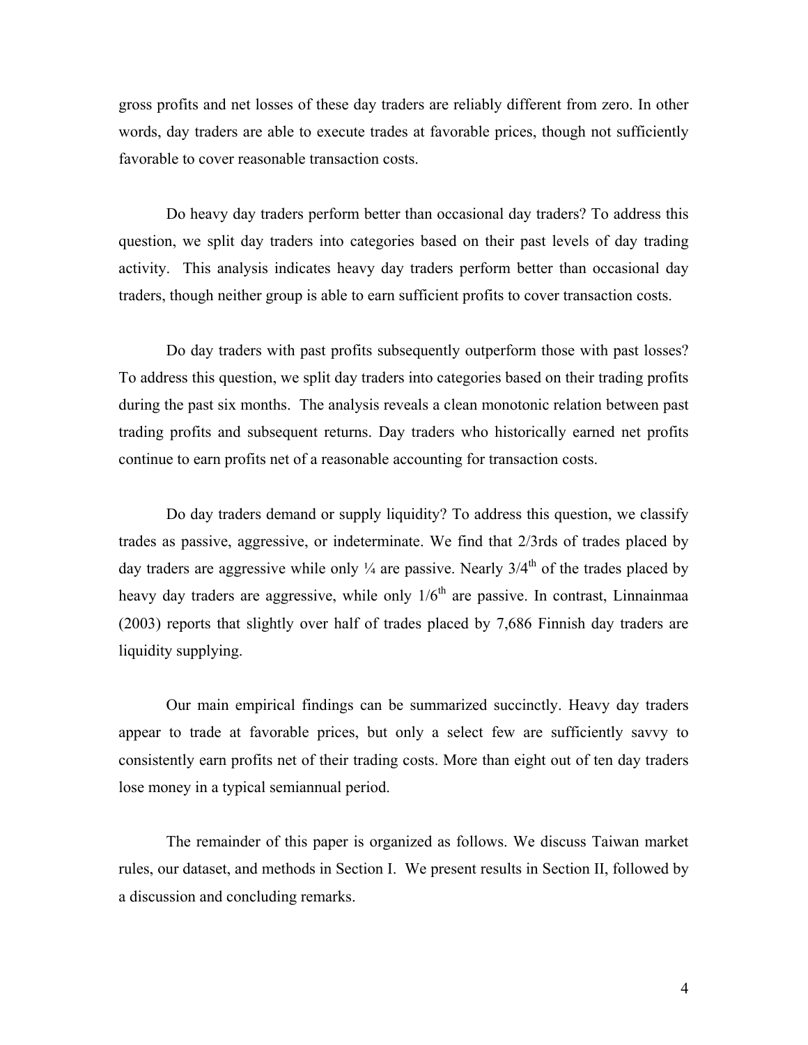gross profits and net losses of these day traders are reliably different from zero. In other words, day traders are able to execute trades at favorable prices, though not sufficiently favorable to cover reasonable transaction costs.

Do heavy day traders perform better than occasional day traders? To address this question, we split day traders into categories based on their past levels of day trading activity. This analysis indicates heavy day traders perform better than occasional day traders, though neither group is able to earn sufficient profits to cover transaction costs.

Do day traders with past profits subsequently outperform those with past losses? To address this question, we split day traders into categories based on their trading profits during the past six months. The analysis reveals a clean monotonic relation between past trading profits and subsequent returns. Day traders who historically earned net profits continue to earn profits net of a reasonable accounting for transaction costs.

Do day traders demand or supply liquidity? To address this question, we classify trades as passive, aggressive, or indeterminate. We find that 2/3rds of trades placed by day traders are aggressive while only ¼ are passive. Nearly 3/4th of the trades placed by heavy day traders are aggressive, while only 1/6th are passive. In contrast, Linnainmaa (2003) reports that slightly over half of trades placed by 7,686 Finnish day traders are liquidity supplying.

Our main empirical findings can be summarized succinctly. Heavy day traders appear to trade at favorable prices, but only a select few are sufficiently savvy to consistently earn profits net of their trading costs. More than eight out of ten day traders lose money in a typical semiannual period.

The remainder of this paper is organized as follows. We discuss Taiwan market rules, our dataset, and methods in Section I. We present results in Section II, followed by a discussion and concluding remarks.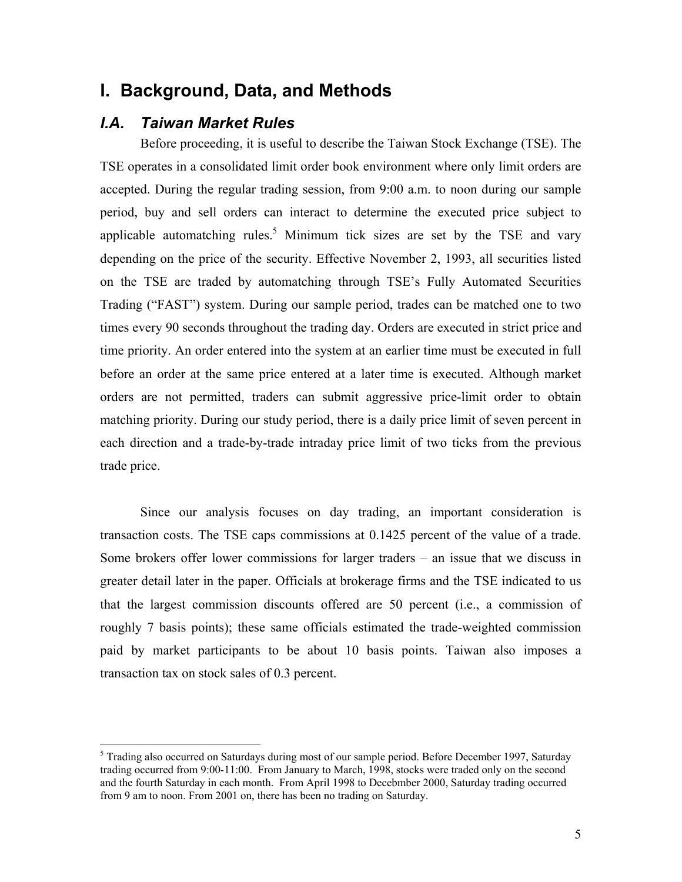# I. Background, Data, and Methods

## *I.A. Taiwan Market Rules*

Before proceeding, it is useful to describe the Taiwan Stock Exchange (TSE). The TSE operates in a consolidated limit order book environment where only limit orders are accepted. During the regular trading session, from 9:00 a.m. to noon during our sample period, buy and sell orders can interact to determine the executed price subject to applicable automatching rules.[5] Minimum tick sizes are set by the TSE and vary depending on the price of the security. Effective November 2, 1993, all securities listed on the TSE are traded by automatching through TSE's Fully Automated Securities Trading ("FAST") system. During our sample period, trades can be matched one to two times every 90 seconds throughout the trading day. Orders are executed in strict price and time priority. An order entered into the system at an earlier time must be executed in full before an order at the same price entered at a later time is executed. Although market orders are not permitted, traders can submit aggressive price-limit order to obtain matching priority. During our study period, there is a daily price limit of seven percent in each direction and a trade-by-trade intraday price limit of two ticks from the previous trade price.

Since our analysis focuses on day trading, an important consideration is transaction costs. The TSE caps commissions at 0.1425 percent of the value of a trade. Some brokers offer lower commissions for larger traders – an issue that we discuss in greater detail later in the paper. Officials at brokerage firms and the TSE indicated to us that the largest commission discounts offered are 50 percent (i.e., a commission of roughly 7 basis points); these same officials estimated the trade-weighted commission paid by market participants to be about 10 basis points. Taiwan also imposes a transaction tax on stock sales of 0.3 percent.

---

[5] Trading also occurred on Saturdays during most of our sample period. Before December 1997, Saturday trading occurred from 9:00-11:00. From January to March, 1998, stocks were traded only on the second and the fourth Saturday in each month. From April 1998 to Decebmber 2000, Saturday trading occurred from 9 am to noon. From 2001 on, there has been no trading on Saturday.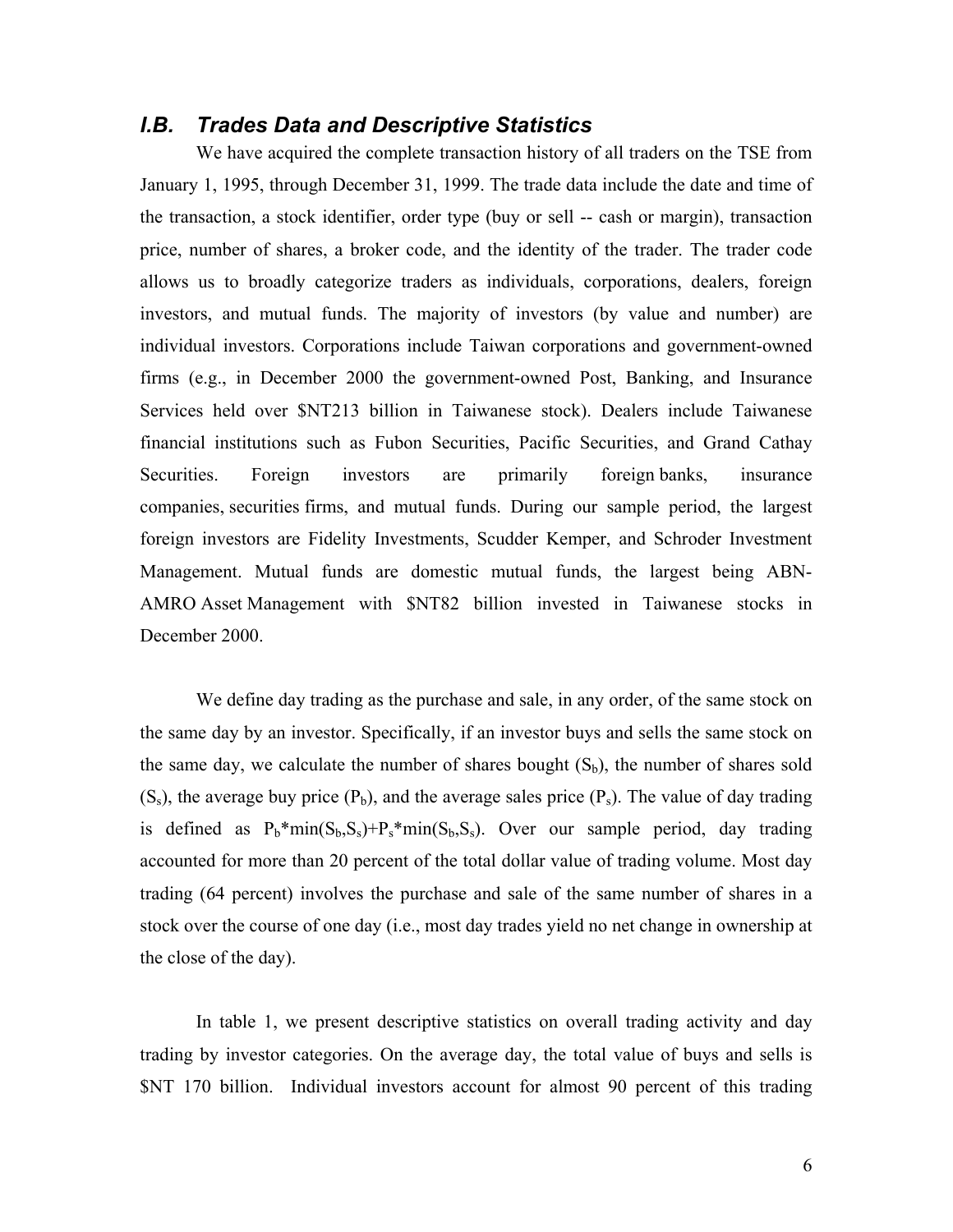### *I.B. Trades Data and Descriptive Statistics*

We have acquired the complete transaction history of all traders on the TSE from January 1, 1995, through December 31, 1999. The trade data include the date and time of the transaction, a stock identifier, order type (buy or sell -- cash or margin), transaction price, number of shares, a broker code, and the identity of the trader. The trader code allows us to broadly categorize traders as individuals, corporations, dealers, foreign investors, and mutual funds. The majority of investors (by value and number) are individual investors. Corporations include Taiwan corporations and government-owned firms (e.g., in December 2000 the government-owned Post, Banking, and Insurance Services held over $NT213 billion in Taiwanese stock). Dealers include Taiwanese financial institutions such as Fubon Securities, Pacific Securities, and Grand Cathay Securities. Foreign investors are primarily foreign banks, insurance companies, securities firms, and mutual funds. During our sample period, the largest foreign investors are Fidelity Investments, Scudder Kemper, and Schroder Investment Management. Mutual funds are domestic mutual funds, the largest being ABN-AMRO Asset Management with $NT82 billion invested in Taiwanese stocks in December 2000.

We define day trading as the purchase and sale, in any order, of the same stock on the same day by an investor. Specifically, if an investor buys and sells the same stock on the same day, we calculate the number of shares bought ($S_b$), the number of shares sold ($S_s$), the average buy price ($P_b$), and the average sales price ($P_s$). The value of day trading is defined as $P_b*\min(S_b,S_s)+P_s*\min(S_b,S_s)$. Over our sample period, day trading accounted for more than 20 percent of the total dollar value of trading volume. Most day trading (64 percent) involves the purchase and sale of the same number of shares in a stock over the course of one day (i.e., most day trades yield no net change in ownership at the close of the day).

In table 1, we present descriptive statistics on overall trading activity and day trading by investor categories. On the average day, the total value of buys and sells is $NT 170 billion. Individual investors account for almost 90 percent of this trading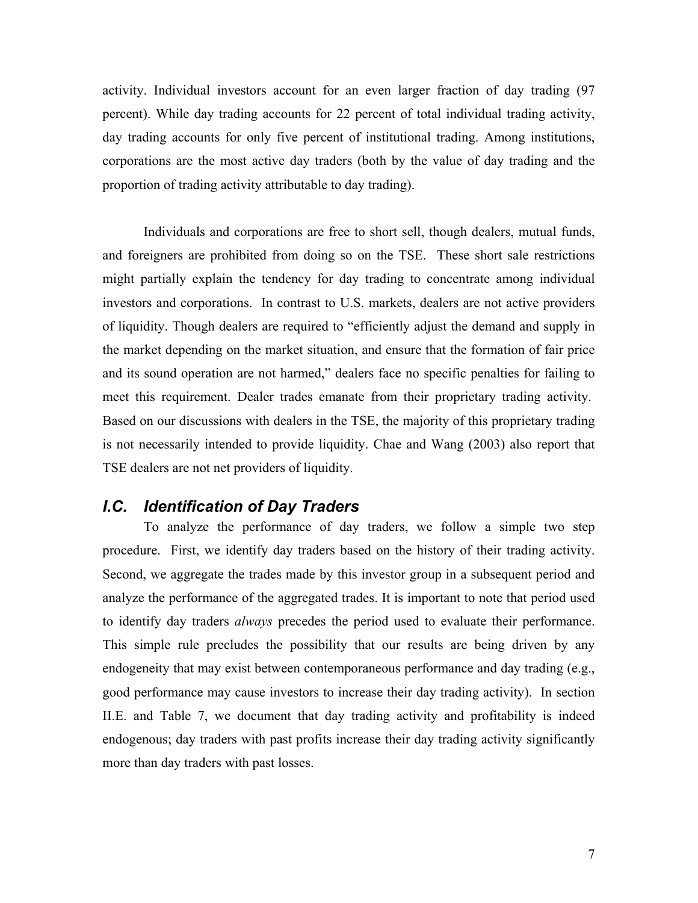activity. Individual investors account for an even larger fraction of day trading (97 percent). While day trading accounts for 22 percent of total individual trading activity, day trading accounts for only five percent of institutional trading. Among institutions, corporations are the most active day traders (both by the value of day trading and the proportion of trading activity attributable to day trading).

Individuals and corporations are free to short sell, though dealers, mutual funds, and foreigners are prohibited from doing so on the TSE. These short sale restrictions might partially explain the tendency for day trading to concentrate among individual investors and corporations. In contrast to U.S. markets, dealers are not active providers of liquidity. Though dealers are required to "efficiently adjust the demand and supply in the market depending on the market situation, and ensure that the formation of fair price and its sound operation are not harmed," dealers face no specific penalties for failing to meet this requirement. Dealer trades emanate from their proprietary trading activity. Based on our discussions with dealers in the TSE, the majority of this proprietary trading is not necessarily intended to provide liquidity. Chae and Wang (2003) also report that TSE dealers are not net providers of liquidity.

### *I.C. Identification of Day Traders*

To analyze the performance of day traders, we follow a simple two step procedure. First, we identify day traders based on the history of their trading activity. Second, we aggregate the trades made by this investor group in a subsequent period and analyze the performance of the aggregated trades. It is important to note that period used to identify day traders *always* precedes the period used to evaluate their performance. This simple rule precludes the possibility that our results are being driven by any endogeneity that may exist between contemporaneous performance and day trading (e.g., good performance may cause investors to increase their day trading activity). In section II.E. and Table 7, we document that day trading activity and profitability is indeed endogenous; day traders with past profits increase their day trading activity significantly more than day traders with past losses.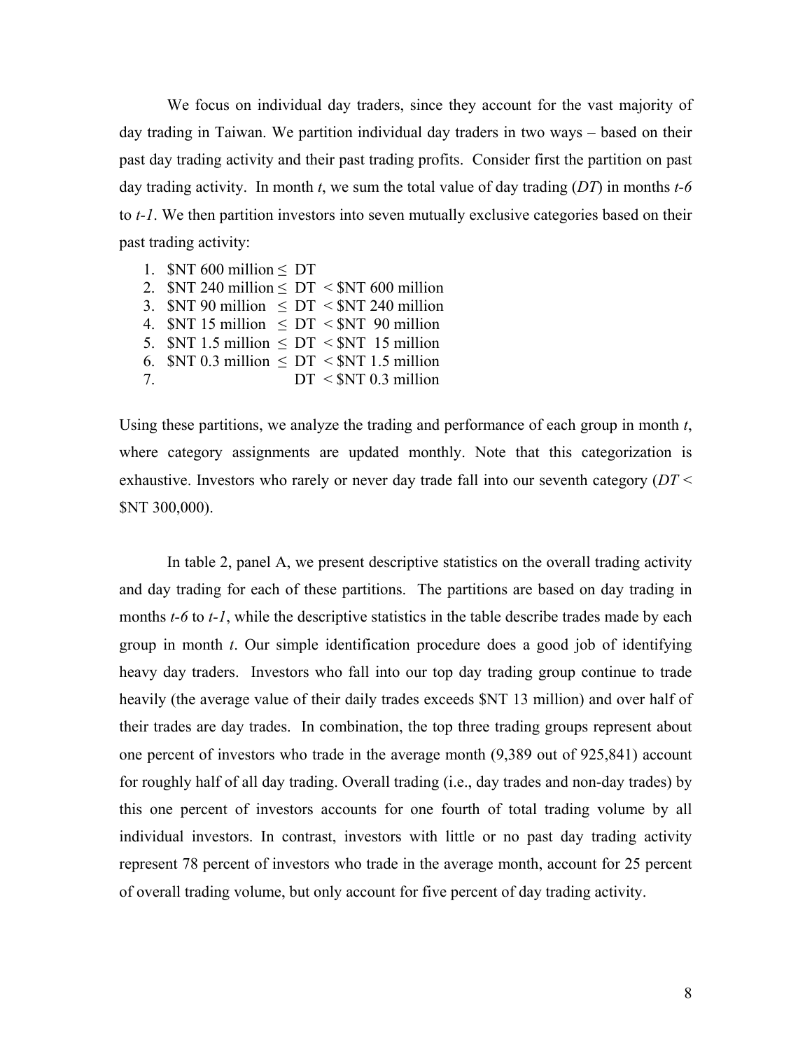We focus on individual day traders, since they account for the vast majority of day trading in Taiwan. We partition individual day traders in two ways – based on their past day trading activity and their past trading profits. Consider first the partition on past day trading activity. In month *t*, we sum the total value of day trading (*DT*) in months *t-6* to *t-1*. We then partition investors into seven mutually exclusive categories based on their past trading activity:

1. \$NT 600 million ≤ DT
2. \$NT 240 million ≤ DT < \$NT 600 million
3. \$NT 90 million ≤ DT < \$NT 240 million
4. \$NT 15 million ≤ DT < \$NT 90 million
5. \$NT 1.5 million ≤ DT < \$NT 15 million
6. \$NT 0.3 million ≤ DT < \$NT 1.5 million
7. DT < \$NT 0.3 million

Using these partitions, we analyze the trading and performance of each group in month *t*, where category assignments are updated monthly. Note that this categorization is exhaustive. Investors who rarely or never day trade fall into our seventh category (*DT* < \$NT 300,000).

In table 2, panel A, we present descriptive statistics on the overall trading activity and day trading for each of these partitions. The partitions are based on day trading in months *t-6* to *t-1*, while the descriptive statistics in the table describe trades made by each group in month *t*. Our simple identification procedure does a good job of identifying heavy day traders. Investors who fall into our top day trading group continue to trade heavily (the average value of their daily trades exceeds \$NT 13 million) and over half of their trades are day trades. In combination, the top three trading groups represent about one percent of investors who trade in the average month (9,389 out of 925,841) account for roughly half of all day trading. Overall trading (i.e., day trades and non-day trades) by this one percent of investors accounts for one fourth of total trading volume by all individual investors. In contrast, investors with little or no past day trading activity represent 78 percent of investors who trade in the average month, account for 25 percent of overall trading volume, but only account for five percent of day trading activity.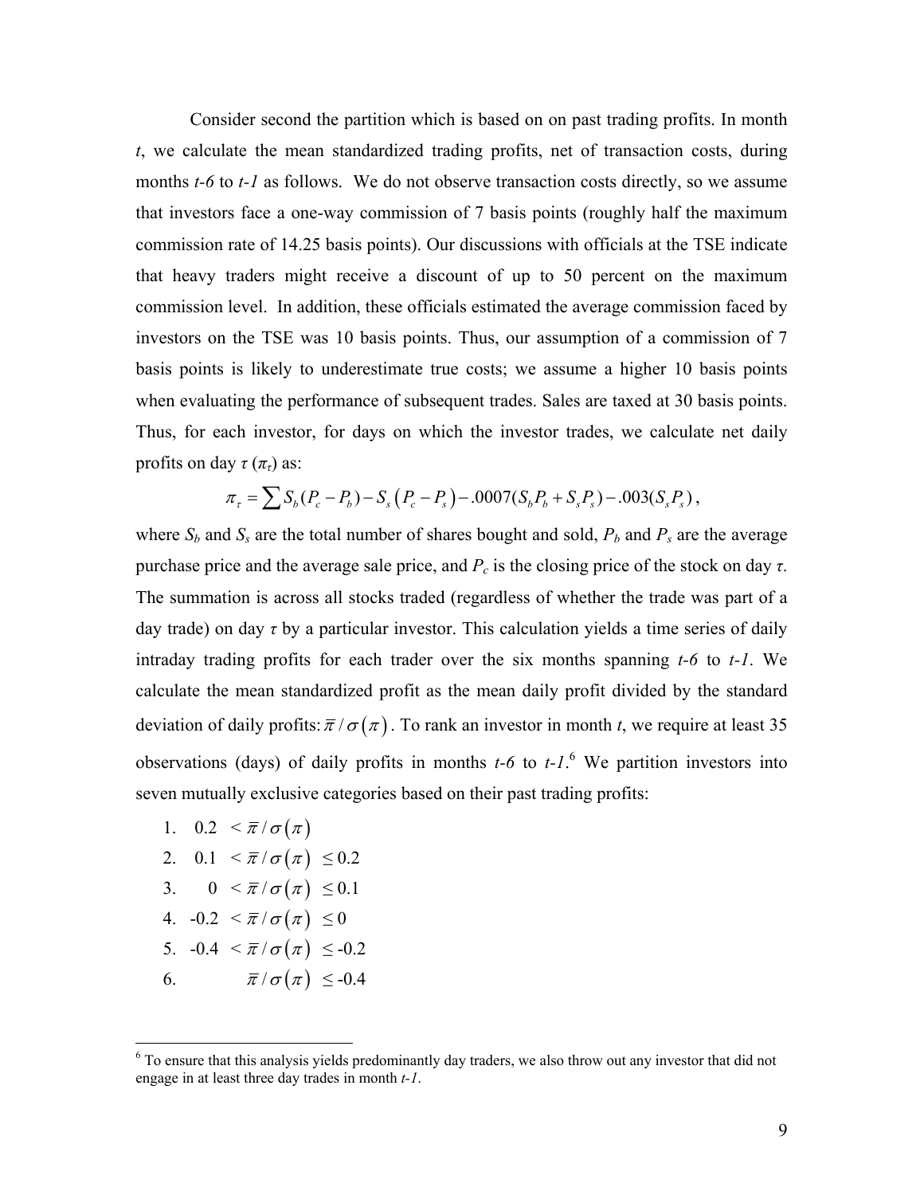Consider second the partition which is based on on past trading profits. In month $t$, we calculate the mean standardized trading profits, net of transaction costs, during months $t$-6 to $t$-1 as follows. We do not observe transaction costs directly, so we assume that investors face a one-way commission of 7 basis points (roughly half the maximum commission rate of 14.25 basis points). Our discussions with officials at the TSE indicate that heavy traders might receive a discount of up to 50 percent on the maximum commission level. In addition, these officials estimated the average commission faced by investors on the TSE was 10 basis points. Thus, our assumption of a commission of 7 basis points is likely to underestimate true costs; we assume a higher 10 basis points when evaluating the performance of subsequent trades. Sales are taxed at 30 basis points. Thus, for each investor, for days on which the investor trades, we calculate net daily profits on day $\tau$ ($\pi_\tau$) as:

$$\pi_\tau = \sum S_b(P_c - P_b) - S_s\left(P_c - P_s\right) - .0007(S_b P_b + S_s P_s) - .003(S_s P_s),$$

where $S_b$ and $S_s$ are the total number of shares bought and sold, $P_b$ and $P_s$ are the average purchase price and the average sale price, and $P_c$ is the closing price of the stock on day $\tau$. The summation is across all stocks traded (regardless of whether the trade was part of a day trade) on day $\tau$ by a particular investor. This calculation yields a time series of daily intraday trading profits for each trader over the six months spanning $t$-6 to $t$-1. We calculate the mean standardized profit as the mean daily profit divided by the standard deviation of daily profits: $\bar{\pi}/\sigma(\pi)$. To rank an investor in month $t$, we require at least 35 observations (days) of daily profits in months $t$-6 to $t$-1.[6] We partition investors into seven mutually exclusive categories based on their past trading profits:

1. $0.2 < \bar{\pi}/\sigma(\pi)$
2. $0.1 < \bar{\pi}/\sigma(\pi) \leq 0.2$
3. $0 < \bar{\pi}/\sigma(\pi) \leq 0.1$
4. $-0.2 < \bar{\pi}/\sigma(\pi) \leq 0$
5. $-0.4 < \bar{\pi}/\sigma(\pi) \leq -0.2$
6. $\bar{\pi}/\sigma(\pi) \leq -0.4$

[6] To ensure that this analysis yields predominantly day traders, we also throw out any investor that did not engage in at least three day trades in month $t$-1.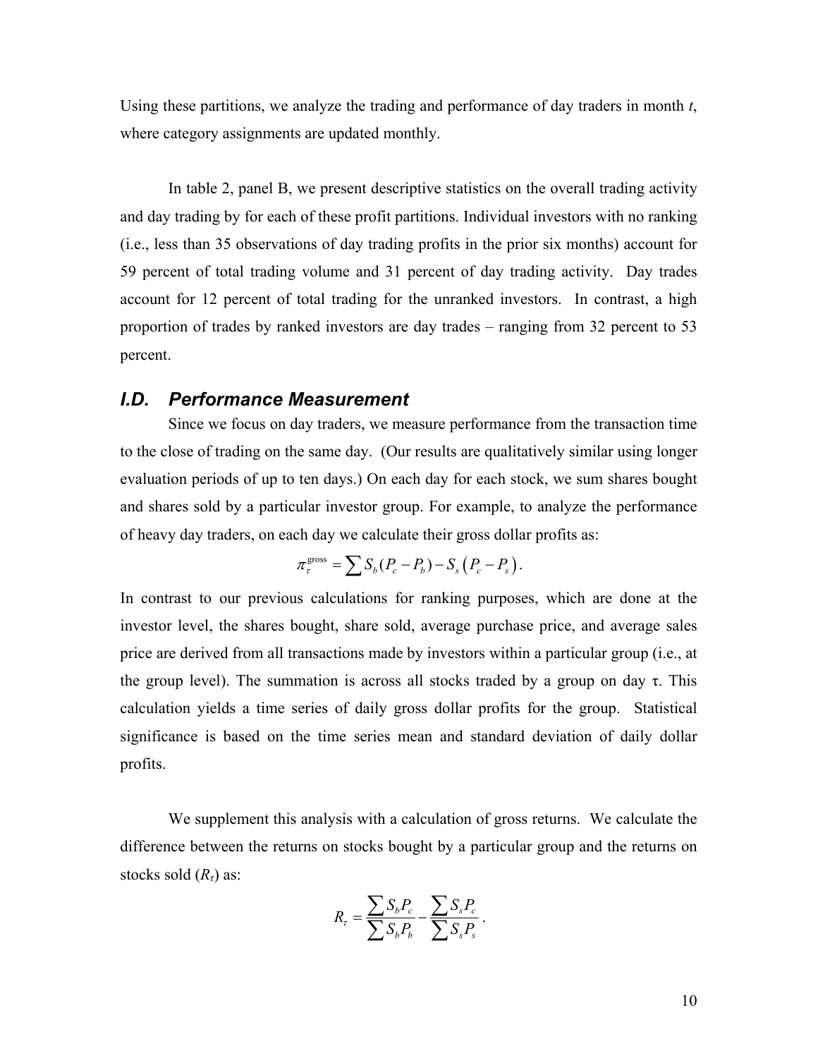Using these partitions, we analyze the trading and performance of day traders in month $t$, where category assignments are updated monthly.

In table 2, panel B, we present descriptive statistics on the overall trading activity and day trading by for each of these profit partitions. Individual investors with no ranking (i.e., less than 35 observations of day trading profits in the prior six months) account for 59 percent of total trading volume and 31 percent of day trading activity. Day trades account for 12 percent of total trading for the unranked investors. In contrast, a high proportion of trades by ranked investors are day trades – ranging from 32 percent to 53 percent.

### *I.D. Performance Measurement*

Since we focus on day traders, we measure performance from the transaction time to the close of trading on the same day. (Our results are qualitatively similar using longer evaluation periods of up to ten days.) On each day for each stock, we sum shares bought and shares sold by a particular investor group. For example, to analyze the performance of heavy day traders, on each day we calculate their gross dollar profits as:

$$\pi_{\tau}^{\text{gross}} = \sum S_b(P_c - P_b) - S_s\left(P_c - P_s\right).$$

In contrast to our previous calculations for ranking purposes, which are done at the investor level, the shares bought, share sold, average purchase price, and average sales price are derived from all transactions made by investors within a particular group (i.e., at the group level). The summation is across all stocks traded by a group on day τ. This calculation yields a time series of daily gross dollar profits for the group. Statistical significance is based on the time series mean and standard deviation of daily dollar profits.

We supplement this analysis with a calculation of gross returns. We calculate the difference between the returns on stocks bought by a particular group and the returns on stocks sold ($R_\tau$) as:

$$R_{\tau} = \frac{\sum S_b P_c}{\sum S_b P_b} - \frac{\sum S_s P_c}{\sum S_s P_s}.$$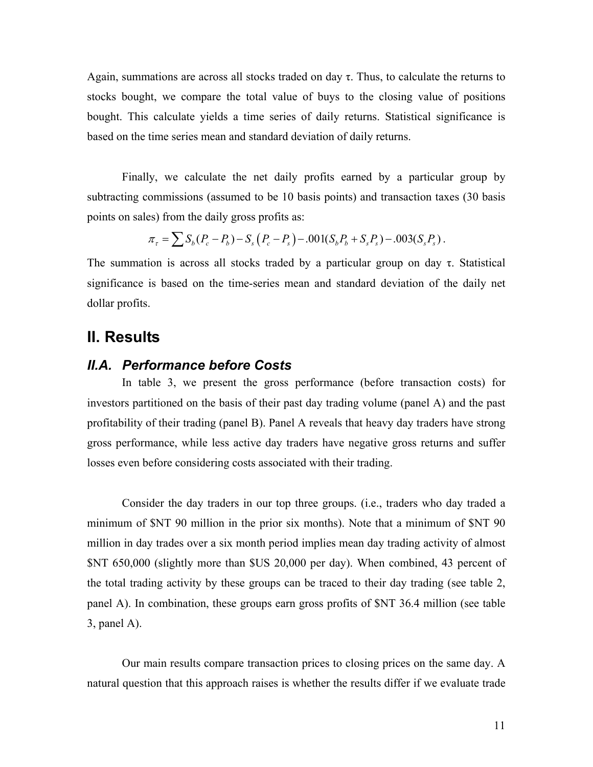Again, summations are across all stocks traded on day $\tau$. Thus, to calculate the returns to stocks bought, we compare the total value of buys to the closing value of positions bought. This calculate yields a time series of daily returns. Statistical significance is based on the time series mean and standard deviation of daily returns.

Finally, we calculate the net daily profits earned by a particular group by subtracting commissions (assumed to be 10 basis points) and transaction taxes (30 basis points on sales) from the daily gross profits as:

$$\pi_\tau = \sum S_b(P_c - P_b) - S_s\left(P_c - P_s\right) - .001(S_bP_b + S_sP_s) - .003(S_sP_s) .$$

The summation is across all stocks traded by a particular group on day $\tau$. Statistical significance is based on the time-series mean and standard deviation of the daily net dollar profits.

## II. Results

### II.A. Performance before Costs

In table 3, we present the gross performance (before transaction costs) for investors partitioned on the basis of their past day trading volume (panel A) and the past profitability of their trading (panel B). Panel A reveals that heavy day traders have strong gross performance, while less active day traders have negative gross returns and suffer losses even before considering costs associated with their trading.

Consider the day traders in our top three groups. (i.e., traders who day traded a minimum of \$NT 90 million in the prior six months). Note that a minimum of \$NT 90 million in day trades over a six month period implies mean day trading activity of almost \$NT 650,000 (slightly more than \$US 20,000 per day). When combined, 43 percent of the total trading activity by these groups can be traced to their day trading (see table 2, panel A). In combination, these groups earn gross profits of \$NT 36.4 million (see table 3, panel A).

Our main results compare transaction prices to closing prices on the same day. A natural question that this approach raises is whether the results differ if we evaluate trade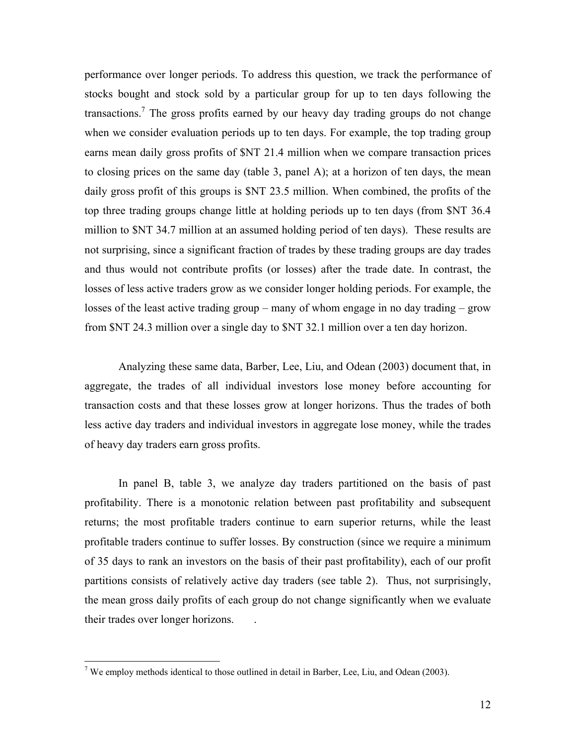performance over longer periods. To address this question, we track the performance of stocks bought and stock sold by a particular group for up to ten days following the transactions.[7] The gross profits earned by our heavy day trading groups do not change when we consider evaluation periods up to ten days. For example, the top trading group earns mean daily gross profits of $NT 21.4 million when we compare transaction prices to closing prices on the same day (table 3, panel A); at a horizon of ten days, the mean daily gross profit of this groups is $NT 23.5 million. When combined, the profits of the top three trading groups change little at holding periods up to ten days (from $NT 36.4 million to $NT 34.7 million at an assumed holding period of ten days). These results are not surprising, since a significant fraction of trades by these trading groups are day trades and thus would not contribute profits (or losses) after the trade date. In contrast, the losses of less active traders grow as we consider longer holding periods. For example, the losses of the least active trading group – many of whom engage in no day trading – grow from $NT 24.3 million over a single day to $NT 32.1 million over a ten day horizon.

Analyzing these same data, Barber, Lee, Liu, and Odean (2003) document that, in aggregate, the trades of all individual investors lose money before accounting for transaction costs and that these losses grow at longer horizons. Thus the trades of both less active day traders and individual investors in aggregate lose money, while the trades of heavy day traders earn gross profits.

In panel B, table 3, we analyze day traders partitioned on the basis of past profitability. There is a monotonic relation between past profitability and subsequent returns; the most profitable traders continue to earn superior returns, while the least profitable traders continue to suffer losses. By construction (since we require a minimum of 35 days to rank an investors on the basis of their past profitability), each of our profit partitions consists of relatively active day traders (see table 2). Thus, not surprisingly, the mean gross daily profits of each group do not change significantly when we evaluate their trades over longer horizons.

[7] We employ methods identical to those outlined in detail in Barber, Lee, Liu, and Odean (2003).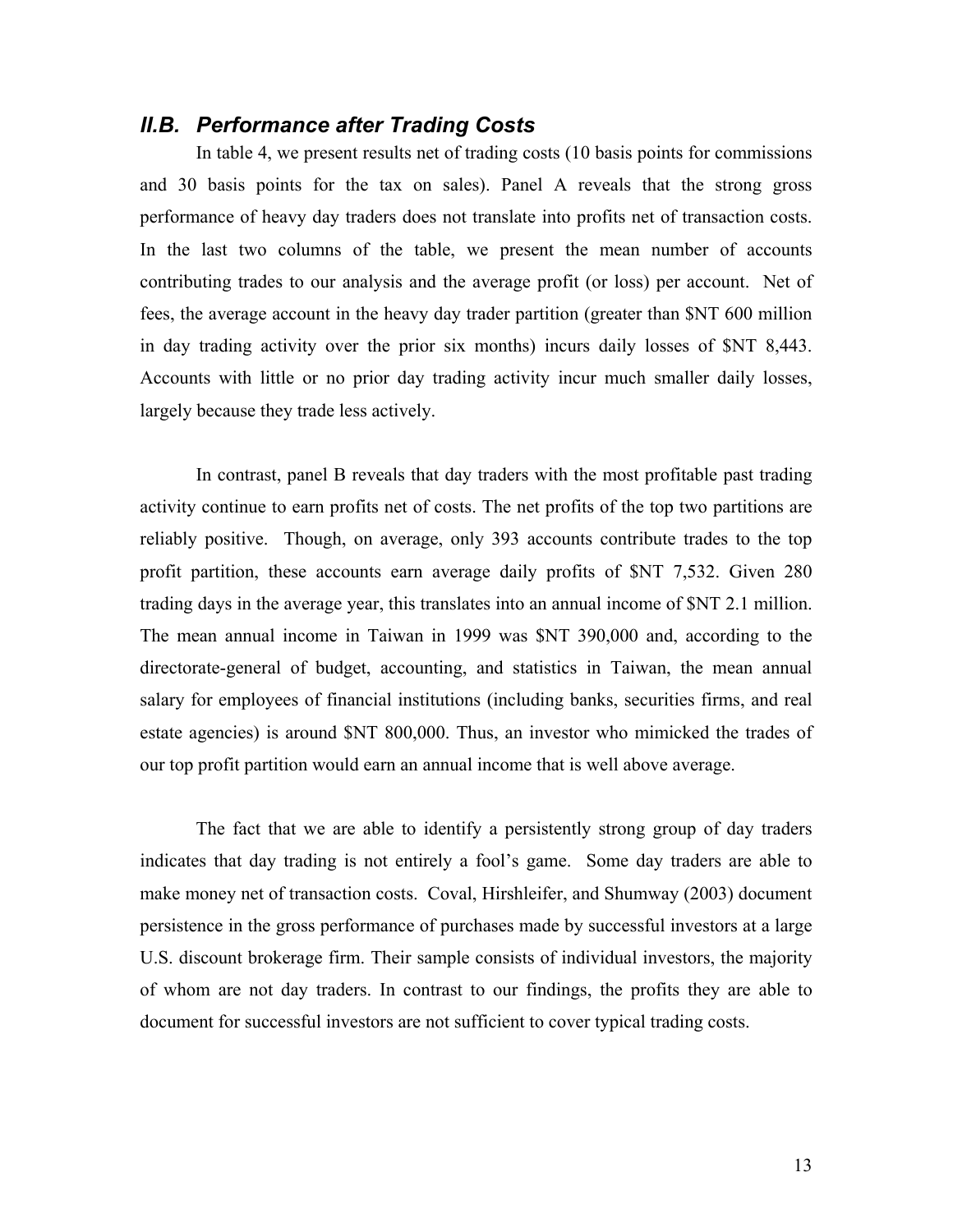## *II.B. Performance after Trading Costs*

In table 4, we present results net of trading costs (10 basis points for commissions and 30 basis points for the tax on sales). Panel A reveals that the strong gross performance of heavy day traders does not translate into profits net of transaction costs. In the last two columns of the table, we present the mean number of accounts contributing trades to our analysis and the average profit (or loss) per account. Net of fees, the average account in the heavy day trader partition (greater than $NT 600 million in day trading activity over the prior six months) incurs daily losses of $NT 8,443. Accounts with little or no prior day trading activity incur much smaller daily losses, largely because they trade less actively.

In contrast, panel B reveals that day traders with the most profitable past trading activity continue to earn profits net of costs. The net profits of the top two partitions are reliably positive. Though, on average, only 393 accounts contribute trades to the top profit partition, these accounts earn average daily profits of $NT 7,532. Given 280 trading days in the average year, this translates into an annual income of $NT 2.1 million. The mean annual income in Taiwan in 1999 was $NT 390,000 and, according to the directorate-general of budget, accounting, and statistics in Taiwan, the mean annual salary for employees of financial institutions (including banks, securities firms, and real estate agencies) is around $NT 800,000. Thus, an investor who mimicked the trades of our top profit partition would earn an annual income that is well above average.

The fact that we are able to identify a persistently strong group of day traders indicates that day trading is not entirely a fool's game. Some day traders are able to make money net of transaction costs. Coval, Hirshleifer, and Shumway (2003) document persistence in the gross performance of purchases made by successful investors at a large U.S. discount brokerage firm. Their sample consists of individual investors, the majority of whom are not day traders. In contrast to our findings, the profits they are able to document for successful investors are not sufficient to cover typical trading costs.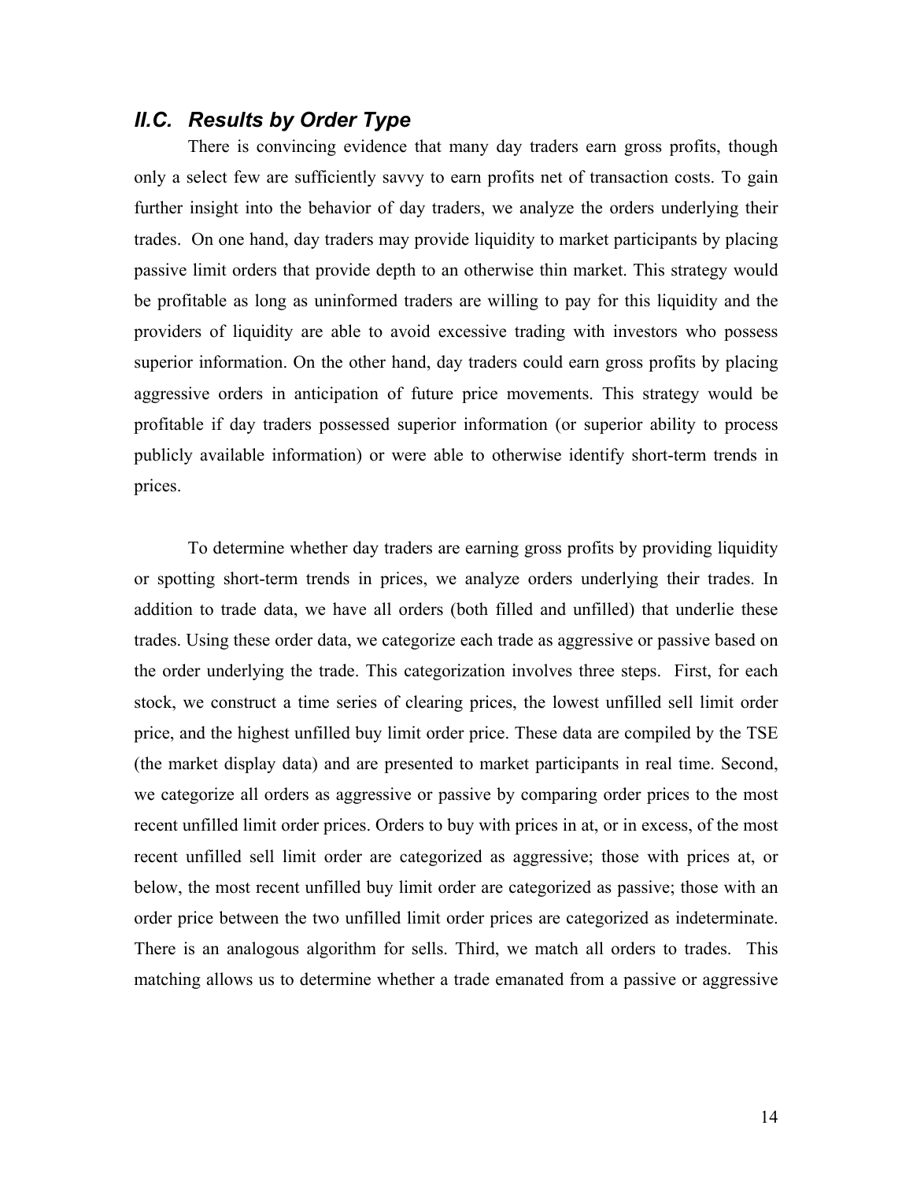### *II.C. Results by Order Type*

There is convincing evidence that many day traders earn gross profits, though only a select few are sufficiently savvy to earn profits net of transaction costs. To gain further insight into the behavior of day traders, we analyze the orders underlying their trades. On one hand, day traders may provide liquidity to market participants by placing passive limit orders that provide depth to an otherwise thin market. This strategy would be profitable as long as uninformed traders are willing to pay for this liquidity and the providers of liquidity are able to avoid excessive trading with investors who possess superior information. On the other hand, day traders could earn gross profits by placing aggressive orders in anticipation of future price movements. This strategy would be profitable if day traders possessed superior information (or superior ability to process publicly available information) or were able to otherwise identify short-term trends in prices.

To determine whether day traders are earning gross profits by providing liquidity or spotting short-term trends in prices, we analyze orders underlying their trades. In addition to trade data, we have all orders (both filled and unfilled) that underlie these trades. Using these order data, we categorize each trade as aggressive or passive based on the order underlying the trade. This categorization involves three steps. First, for each stock, we construct a time series of clearing prices, the lowest unfilled sell limit order price, and the highest unfilled buy limit order price. These data are compiled by the TSE (the market display data) and are presented to market participants in real time. Second, we categorize all orders as aggressive or passive by comparing order prices to the most recent unfilled limit order prices. Orders to buy with prices in at, or in excess, of the most recent unfilled sell limit order are categorized as aggressive; those with prices at, or below, the most recent unfilled buy limit order are categorized as passive; those with an order price between the two unfilled limit order prices are categorized as indeterminate. There is an analogous algorithm for sells. Third, we match all orders to trades. This matching allows us to determine whether a trade emanated from a passive or aggressive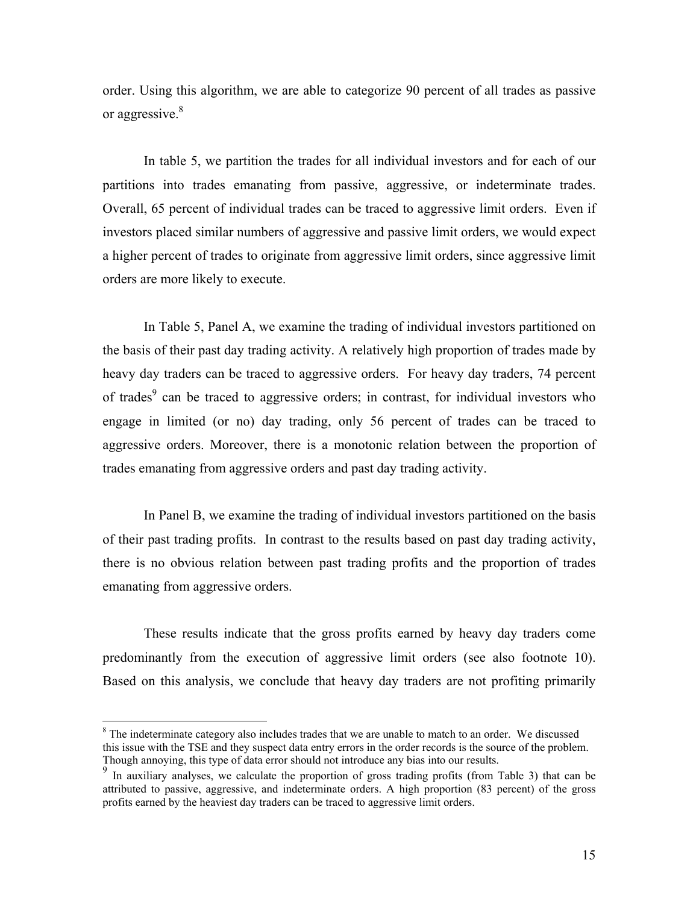order. Using this algorithm, we are able to categorize 90 percent of all trades as passive or aggressive.[8]

In table 5, we partition the trades for all individual investors and for each of our partitions into trades emanating from passive, aggressive, or indeterminate trades. Overall, 65 percent of individual trades can be traced to aggressive limit orders. Even if investors placed similar numbers of aggressive and passive limit orders, we would expect a higher percent of trades to originate from aggressive limit orders, since aggressive limit orders are more likely to execute.

In Table 5, Panel A, we examine the trading of individual investors partitioned on the basis of their past day trading activity. A relatively high proportion of trades made by heavy day traders can be traced to aggressive orders. For heavy day traders, 74 percent of trades[9] can be traced to aggressive orders; in contrast, for individual investors who engage in limited (or no) day trading, only 56 percent of trades can be traced to aggressive orders. Moreover, there is a monotonic relation between the proportion of trades emanating from aggressive orders and past day trading activity.

In Panel B, we examine the trading of individual investors partitioned on the basis of their past trading profits. In contrast to the results based on past day trading activity, there is no obvious relation between past trading profits and the proportion of trades emanating from aggressive orders.

These results indicate that the gross profits earned by heavy day traders come predominantly from the execution of aggressive limit orders (see also footnote 10). Based on this analysis, we conclude that heavy day traders are not profiting primarily

---

[8] The indeterminate category also includes trades that we are unable to match to an order. We discussed this issue with the TSE and they suspect data entry errors in the order records is the source of the problem. Though annoying, this type of data error should not introduce any bias into our results.

[9] In auxiliary analyses, we calculate the proportion of gross trading profits (from Table 3) that can be attributed to passive, aggressive, and indeterminate orders. A high proportion (83 percent) of the gross profits earned by the heaviest day traders can be traced to aggressive limit orders.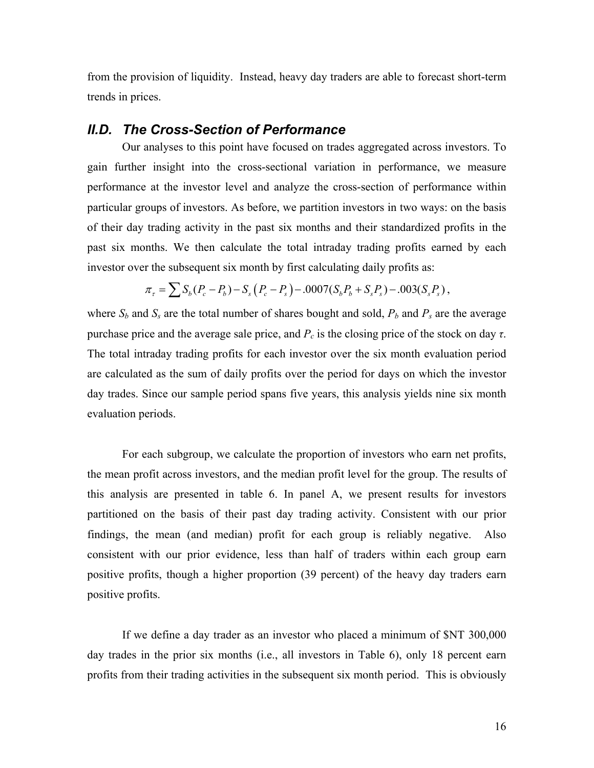from the provision of liquidity. Instead, heavy day traders are able to forecast short-term trends in prices.

## *II.D. The Cross-Section of Performance*

Our analyses to this point have focused on trades aggregated across investors. To gain further insight into the cross-sectional variation in performance, we measure performance at the investor level and analyze the cross-section of performance within particular groups of investors. As before, we partition investors in two ways: on the basis of their day trading activity in the past six months and their standardized profits in the past six months. We then calculate the total intraday trading profits earned by each investor over the subsequent six month by first calculating daily profits as:

$$\pi_\tau = \sum S_b(P_c - P_b) - S_s\left(P_c - P_s\right) - .0007(S_bP_b + S_sP_s) - .003(S_sP_s),$$

where $S_b$ and $S_s$ are the total number of shares bought and sold, $P_b$ and $P_s$ are the average purchase price and the average sale price, and $P_c$ is the closing price of the stock on day $\tau$. The total intraday trading profits for each investor over the six month evaluation period are calculated as the sum of daily profits over the period for days on which the investor day trades. Since our sample period spans five years, this analysis yields nine six month evaluation periods.

For each subgroup, we calculate the proportion of investors who earn net profits, the mean profit across investors, and the median profit level for the group. The results of this analysis are presented in table 6. In panel A, we present results for investors partitioned on the basis of their past day trading activity. Consistent with our prior findings, the mean (and median) profit for each group is reliably negative. Also consistent with our prior evidence, less than half of traders within each group earn positive profits, though a higher proportion (39 percent) of the heavy day traders earn positive profits.

If we define a day trader as an investor who placed a minimum of $NT 300,000 day trades in the prior six months (i.e., all investors in Table 6), only 18 percent earn profits from their trading activities in the subsequent six month period. This is obviously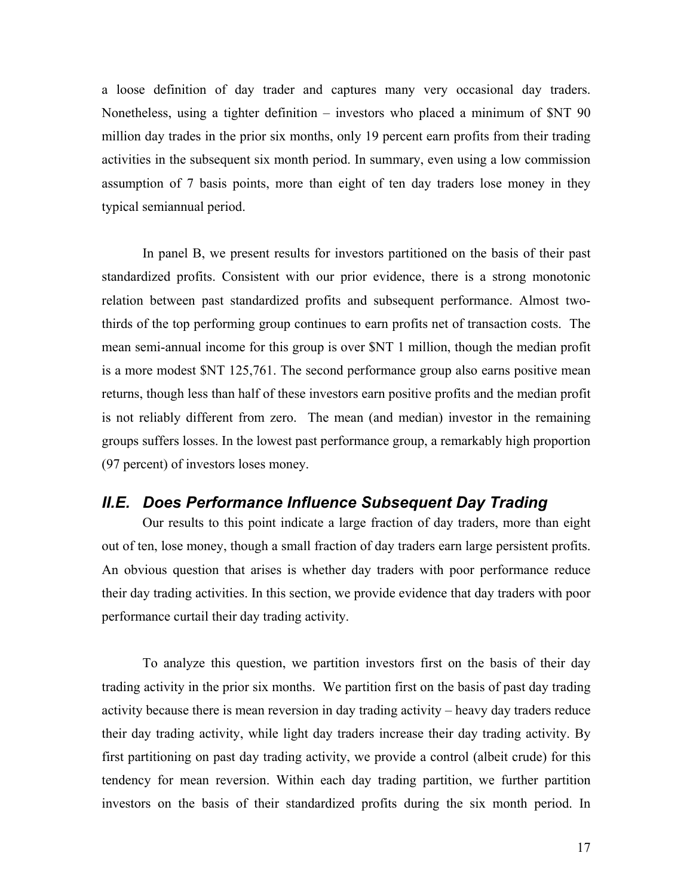a loose definition of day trader and captures many very occasional day traders. Nonetheless, using a tighter definition – investors who placed a minimum of $NT 90 million day trades in the prior six months, only 19 percent earn profits from their trading activities in the subsequent six month period. In summary, even using a low commission assumption of 7 basis points, more than eight of ten day traders lose money in they typical semiannual period.

In panel B, we present results for investors partitioned on the basis of their past standardized profits. Consistent with our prior evidence, there is a strong monotonic relation between past standardized profits and subsequent performance. Almost two-thirds of the top performing group continues to earn profits net of transaction costs. The mean semi-annual income for this group is over $NT 1 million, though the median profit is a more modest $NT 125,761. The second performance group also earns positive mean returns, though less than half of these investors earn positive profits and the median profit is not reliably different from zero. The mean (and median) investor in the remaining groups suffers losses. In the lowest past performance group, a remarkably high proportion (97 percent) of investors loses money.

## *II.E. Does Performance Influence Subsequent Day Trading*

Our results to this point indicate a large fraction of day traders, more than eight out of ten, lose money, though a small fraction of day traders earn large persistent profits. An obvious question that arises is whether day traders with poor performance reduce their day trading activities. In this section, we provide evidence that day traders with poor performance curtail their day trading activity.

To analyze this question, we partition investors first on the basis of their day trading activity in the prior six months. We partition first on the basis of past day trading activity because there is mean reversion in day trading activity – heavy day traders reduce their day trading activity, while light day traders increase their day trading activity. By first partitioning on past day trading activity, we provide a control (albeit crude) for this tendency for mean reversion. Within each day trading partition, we further partition investors on the basis of their standardized profits during the six month period. In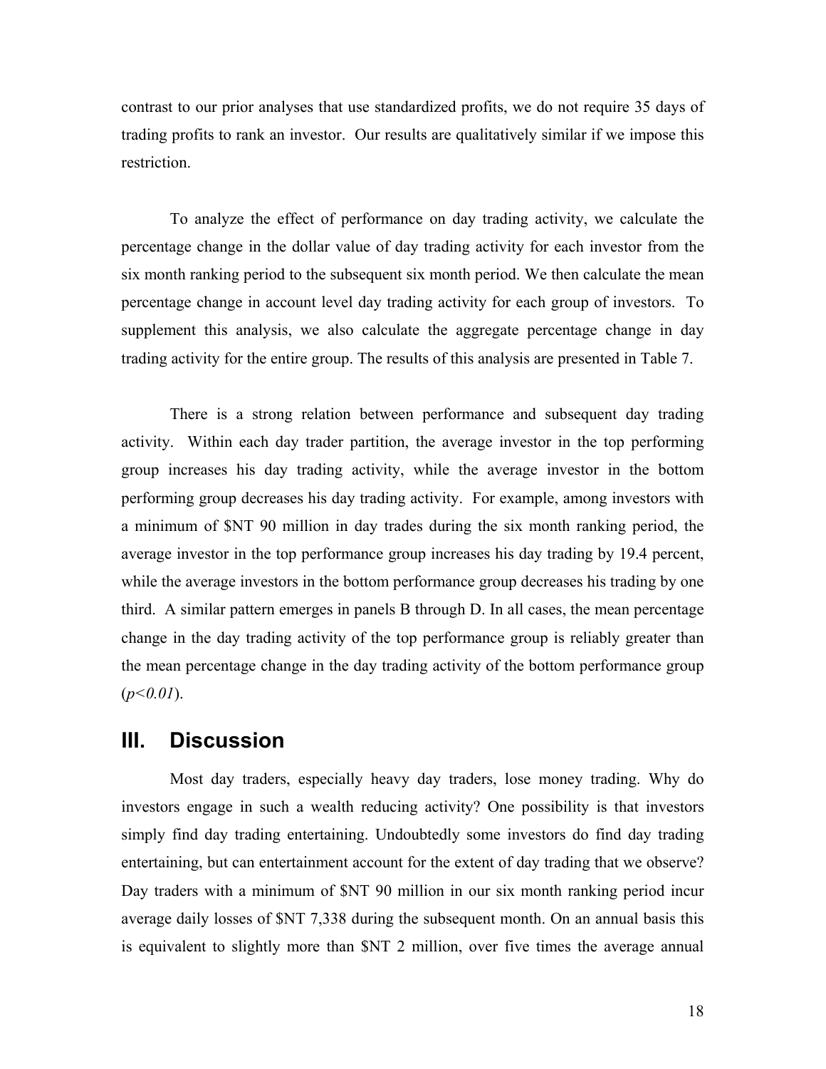contrast to our prior analyses that use standardized profits, we do not require 35 days of trading profits to rank an investor. Our results are qualitatively similar if we impose this restriction.

To analyze the effect of performance on day trading activity, we calculate the percentage change in the dollar value of day trading activity for each investor from the six month ranking period to the subsequent six month period. We then calculate the mean percentage change in account level day trading activity for each group of investors. To supplement this analysis, we also calculate the aggregate percentage change in day trading activity for the entire group. The results of this analysis are presented in Table 7.

There is a strong relation between performance and subsequent day trading activity. Within each day trader partition, the average investor in the top performing group increases his day trading activity, while the average investor in the bottom performing group decreases his day trading activity. For example, among investors with a minimum of $NT 90 million in day trades during the six month ranking period, the average investor in the top performance group increases his day trading by 19.4 percent, while the average investors in the bottom performance group decreases his trading by one third. A similar pattern emerges in panels B through D. In all cases, the mean percentage change in the day trading activity of the top performance group is reliably greater than the mean percentage change in the day trading activity of the bottom performance group (*p<0.01*).

## III. Discussion

Most day traders, especially heavy day traders, lose money trading. Why do investors engage in such a wealth reducing activity? One possibility is that investors simply find day trading entertaining. Undoubtedly some investors do find day trading entertaining, but can entertainment account for the extent of day trading that we observe? Day traders with a minimum of $NT 90 million in our six month ranking period incur average daily losses of $NT 7,338 during the subsequent month. On an annual basis this is equivalent to slightly more than $NT 2 million, over five times the average annual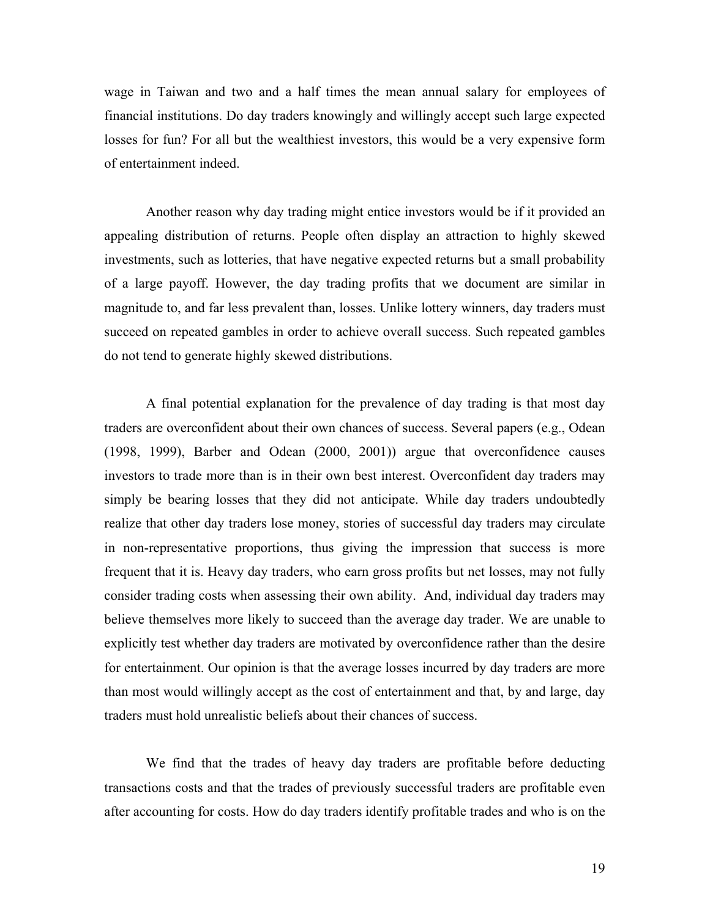wage in Taiwan and two and a half times the mean annual salary for employees of financial institutions. Do day traders knowingly and willingly accept such large expected losses for fun? For all but the wealthiest investors, this would be a very expensive form of entertainment indeed.

Another reason why day trading might entice investors would be if it provided an appealing distribution of returns. People often display an attraction to highly skewed investments, such as lotteries, that have negative expected returns but a small probability of a large payoff. However, the day trading profits that we document are similar in magnitude to, and far less prevalent than, losses. Unlike lottery winners, day traders must succeed on repeated gambles in order to achieve overall success. Such repeated gambles do not tend to generate highly skewed distributions.

A final potential explanation for the prevalence of day trading is that most day traders are overconfident about their own chances of success. Several papers (e.g., Odean (1998, 1999), Barber and Odean (2000, 2001)) argue that overconfidence causes investors to trade more than is in their own best interest. Overconfident day traders may simply be bearing losses that they did not anticipate. While day traders undoubtedly realize that other day traders lose money, stories of successful day traders may circulate in non-representative proportions, thus giving the impression that success is more frequent that it is. Heavy day traders, who earn gross profits but net losses, may not fully consider trading costs when assessing their own ability. And, individual day traders may believe themselves more likely to succeed than the average day trader. We are unable to explicitly test whether day traders are motivated by overconfidence rather than the desire for entertainment. Our opinion is that the average losses incurred by day traders are more than most would willingly accept as the cost of entertainment and that, by and large, day traders must hold unrealistic beliefs about their chances of success.

We find that the trades of heavy day traders are profitable before deducting transactions costs and that the trades of previously successful traders are profitable even after accounting for costs. How do day traders identify profitable trades and who is on the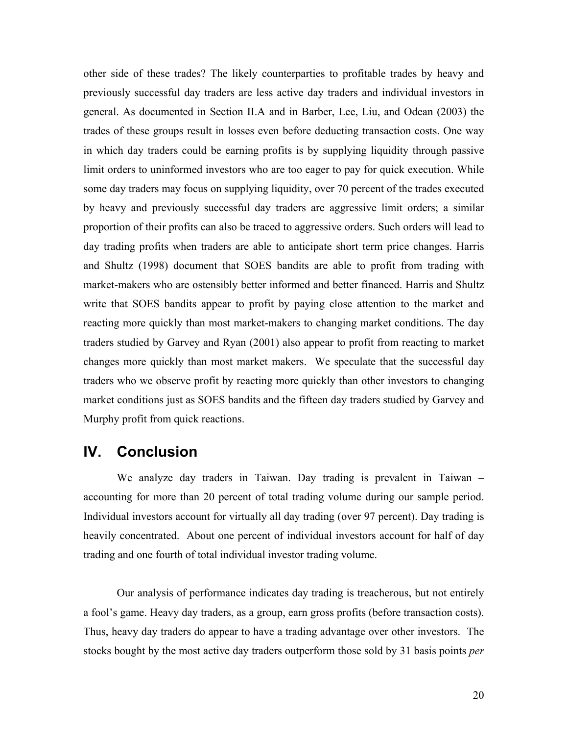other side of these trades? The likely counterparties to profitable trades by heavy and previously successful day traders are less active day traders and individual investors in general. As documented in Section II.A and in Barber, Lee, Liu, and Odean (2003) the trades of these groups result in losses even before deducting transaction costs. One way in which day traders could be earning profits is by supplying liquidity through passive limit orders to uninformed investors who are too eager to pay for quick execution. While some day traders may focus on supplying liquidity, over 70 percent of the trades executed by heavy and previously successful day traders are aggressive limit orders; a similar proportion of their profits can also be traced to aggressive orders. Such orders will lead to day trading profits when traders are able to anticipate short term price changes. Harris and Shultz (1998) document that SOES bandits are able to profit from trading with market-makers who are ostensibly better informed and better financed. Harris and Shultz write that SOES bandits appear to profit by paying close attention to the market and reacting more quickly than most market-makers to changing market conditions. The day traders studied by Garvey and Ryan (2001) also appear to profit from reacting to market changes more quickly than most market makers. We speculate that the successful day traders who we observe profit by reacting more quickly than other investors to changing market conditions just as SOES bandits and the fifteen day traders studied by Garvey and Murphy profit from quick reactions.

## IV. Conclusion

We analyze day traders in Taiwan. Day trading is prevalent in Taiwan – accounting for more than 20 percent of total trading volume during our sample period. Individual investors account for virtually all day trading (over 97 percent). Day trading is heavily concentrated. About one percent of individual investors account for half of day trading and one fourth of total individual investor trading volume.

Our analysis of performance indicates day trading is treacherous, but not entirely a fool's game. Heavy day traders, as a group, earn gross profits (before transaction costs). Thus, heavy day traders do appear to have a trading advantage over other investors. The stocks bought by the most active day traders outperform those sold by 31 basis points *per*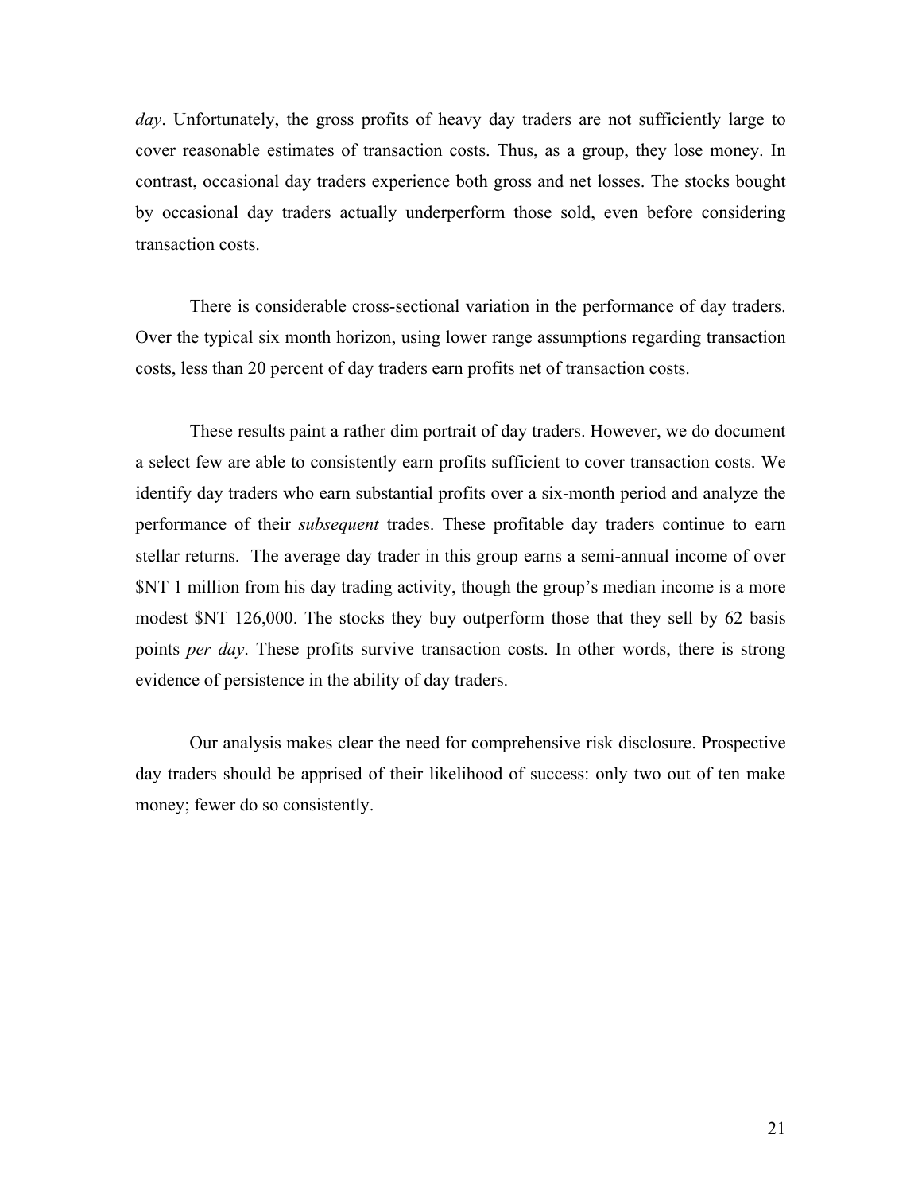*day*. Unfortunately, the gross profits of heavy day traders are not sufficiently large to cover reasonable estimates of transaction costs. Thus, as a group, they lose money. In contrast, occasional day traders experience both gross and net losses. The stocks bought by occasional day traders actually underperform those sold, even before considering transaction costs.

There is considerable cross-sectional variation in the performance of day traders. Over the typical six month horizon, using lower range assumptions regarding transaction costs, less than 20 percent of day traders earn profits net of transaction costs.

These results paint a rather dim portrait of day traders. However, we do document a select few are able to consistently earn profits sufficient to cover transaction costs. We identify day traders who earn substantial profits over a six-month period and analyze the performance of their *subsequent* trades. These profitable day traders continue to earn stellar returns. The average day trader in this group earns a semi-annual income of over $NT 1 million from his day trading activity, though the group's median income is a more modest $NT 126,000. The stocks they buy outperform those that they sell by 62 basis points *per day*. These profits survive transaction costs. In other words, there is strong evidence of persistence in the ability of day traders.

Our analysis makes clear the need for comprehensive risk disclosure. Prospective day traders should be apprised of their likelihood of success: only two out of ten make money; fewer do so consistently.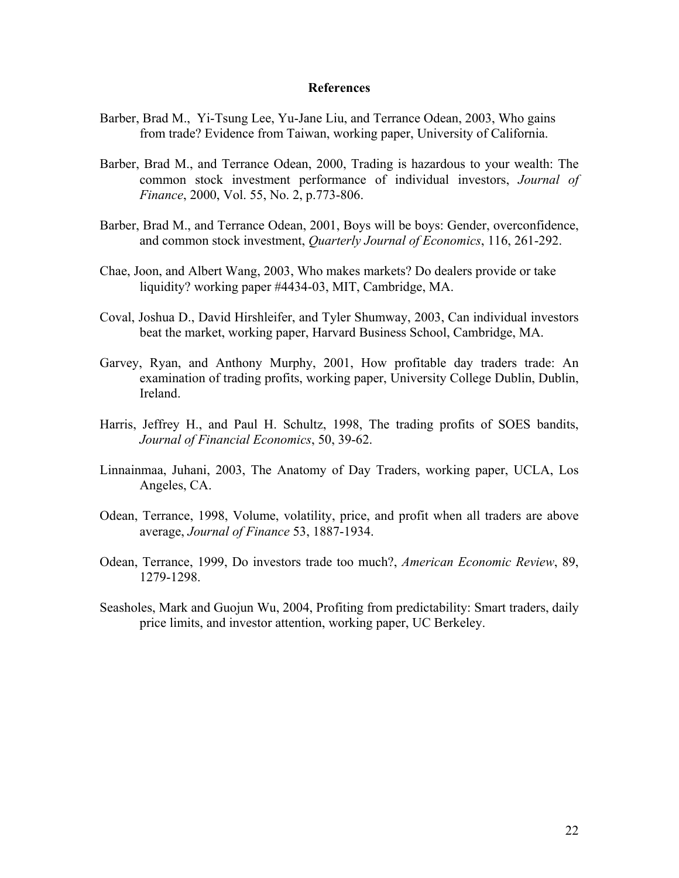## References

Barber, Brad M., Yi-Tsung Lee, Yu-Jane Liu, and Terrance Odean, 2003, Who gains from trade? Evidence from Taiwan, working paper, University of California.

Barber, Brad M., and Terrance Odean, 2000, Trading is hazardous to your wealth: The common stock investment performance of individual investors, *Journal of Finance*, 2000, Vol. 55, No. 2, p.773-806.

Barber, Brad M., and Terrance Odean, 2001, Boys will be boys: Gender, overconfidence, and common stock investment, *Quarterly Journal of Economics*, 116, 261-292.

Chae, Joon, and Albert Wang, 2003, Who makes markets? Do dealers provide or take liquidity? working paper #4434-03, MIT, Cambridge, MA.

Coval, Joshua D., David Hirshleifer, and Tyler Shumway, 2003, Can individual investors beat the market, working paper, Harvard Business School, Cambridge, MA.

Garvey, Ryan, and Anthony Murphy, 2001, How profitable day traders trade: An examination of trading profits, working paper, University College Dublin, Dublin, Ireland.

Harris, Jeffrey H., and Paul H. Schultz, 1998, The trading profits of SOES bandits, *Journal of Financial Economics*, 50, 39-62.

Linnainmaa, Juhani, 2003, The Anatomy of Day Traders, working paper, UCLA, Los Angeles, CA.

Odean, Terrance, 1998, Volume, volatility, price, and profit when all traders are above average, *Journal of Finance* 53, 1887-1934.

Odean, Terrance, 1999, Do investors trade too much?, *American Economic Review*, 89, 1279-1298.

Seasholes, Mark and Guojun Wu, 2004, Profiting from predictability: Smart traders, daily price limits, and investor attention, working paper, UC Berkeley.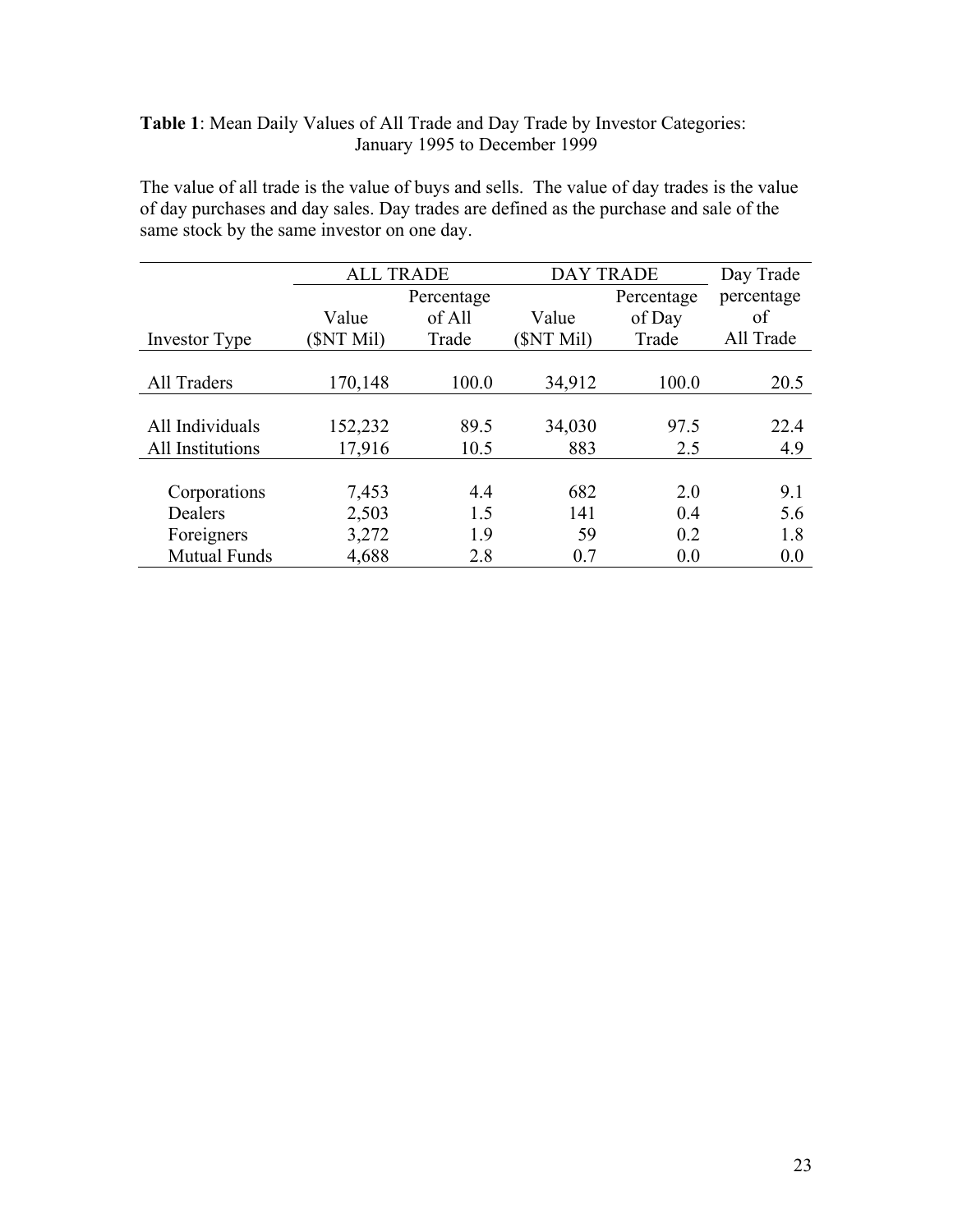**Table 1**: Mean Daily Values of All Trade and Day Trade by Investor Categories: January 1995 to December 1999

The value of all trade is the value of buys and sells. The value of day trades is the value of day purchases and day sales. Day trades are defined as the purchase and sale of the same stock by the same investor on one day.

| | ALL TRADE | | DAY TRADE | | Day Trade |
|---|---|---|---|---|---|
| Investor Type | Value ($NT Mil) | Percentage of All Trade | Value ($NT Mil) | Percentage of Day Trade | percentage of All Trade |
| All Traders | 170,148 | 100.0 | 34,912 | 100.0 | 20.5 |
| All Individuals | 152,232 | 89.5 | 34,030 | 97.5 | 22.4 |
| All Institutions | 17,916 | 10.5 | 883 | 2.5 | 4.9 |
| Corporations | 7,453 | 4.4 | 682 | 2.0 | 9.1 |
| Dealers | 2,503 | 1.5 | 141 | 0.4 | 5.6 |
| Foreigners | 3,272 | 1.9 | 59 | 0.2 | 1.8 |
| Mutual Funds | 4,688 | 2.8 | 0.7 | 0.0 | 0.0 |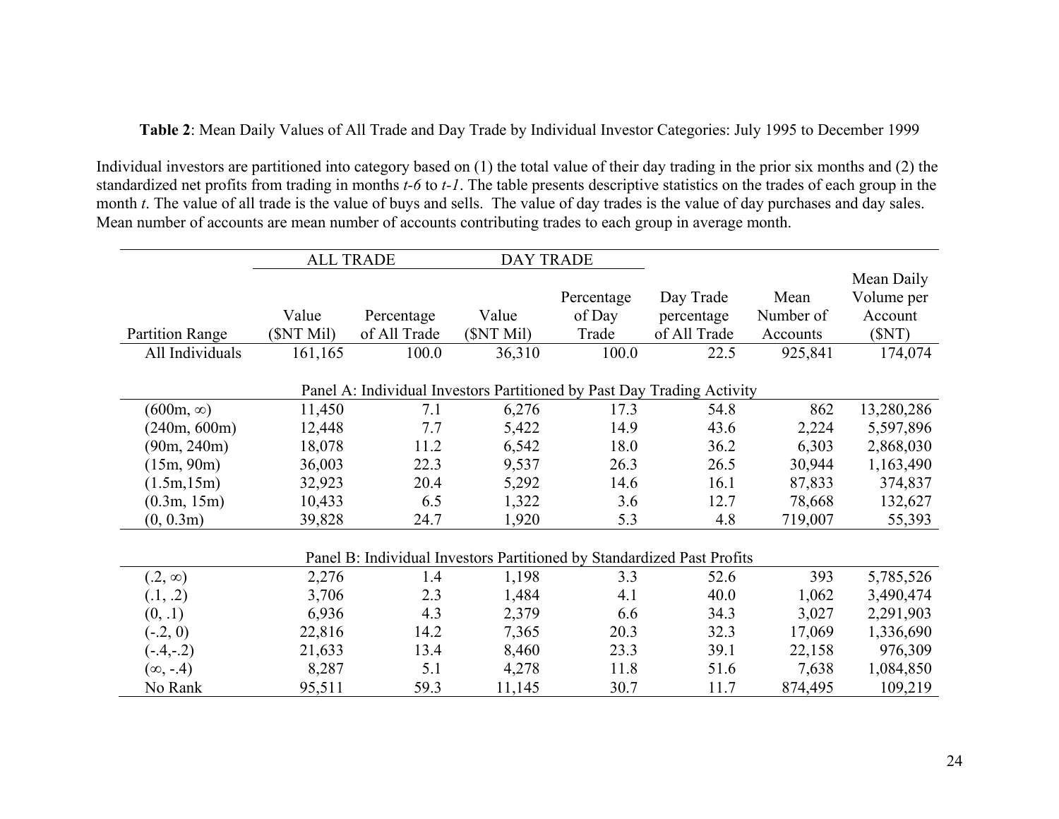**Table 2**: Mean Daily Values of All Trade and Day Trade by Individual Investor Categories: July 1995 to December 1999

Individual investors are partitioned into category based on (1) the total value of their day trading in the prior six months and (2) the standardized net profits from trading in months *t-6* to *t-1*. The table presents descriptive statistics on the trades of each group in the month *t*. The value of all trade is the value of buys and sells. The value of day trades is the value of day purchases and day sales. Mean number of accounts are mean number of accounts contributing trades to each group in average month.

| | ALL TRADE | | DAY TRADE | | | | |
|---|---|---|---|---|---|---|---|
| Partition Range | Value ($NT Mil) | Percentage of All Trade | Value ($NT Mil) | Percentage of Day Trade | Day Trade percentage of All Trade | Mean Number of Accounts | Mean Daily Volume per Account ($NT) |
| All Individuals | 161,165 | 100.0 | 36,310 | 100.0 | 22.5 | 925,841 | 174,074 |
| **Panel A: Individual Investors Partitioned by Past Day Trading Activity** | | | | | | | |
| (600m, ∞) | 11,450 | 7.1 | 6,276 | 17.3 | 54.8 | 862 | 13,280,286 |
| (240m, 600m) | 12,448 | 7.7 | 5,422 | 14.9 | 43.6 | 2,224 | 5,597,896 |
| (90m, 240m) | 18,078 | 11.2 | 6,542 | 18.0 | 36.2 | 6,303 | 2,868,030 |
| (15m, 90m) | 36,003 | 22.3 | 9,537 | 26.3 | 26.5 | 30,944 | 1,163,490 |
| (1.5m,15m) | 32,923 | 20.4 | 5,292 | 14.6 | 16.1 | 87,833 | 374,837 |
| (0.3m, 15m) | 10,433 | 6.5 | 1,322 | 3.6 | 12.7 | 78,668 | 132,627 |
| (0, 0.3m) | 39,828 | 24.7 | 1,920 | 5.3 | 4.8 | 719,007 | 55,393 |
| **Panel B: Individual Investors Partitioned by Standardized Past Profits** | | | | | | | |
| (.2, ∞) | 2,276 | 1.4 | 1,198 | 3.3 | 52.6 | 393 | 5,785,526 |
| (.1, .2) | 3,706 | 2.3 | 1,484 | 4.1 | 40.0 | 1,062 | 3,490,474 |
| (0, .1) | 6,936 | 4.3 | 2,379 | 6.6 | 34.3 | 3,027 | 2,291,903 |
| (-.2, 0) | 22,816 | 14.2 | 7,365 | 20.3 | 32.3 | 17,069 | 1,336,690 |
| (-.4,-.2) | 21,633 | 13.4 | 8,460 | 23.3 | 39.1 | 22,158 | 976,309 |
| (∞, -.4) | 8,287 | 5.1 | 4,278 | 11.8 | 51.6 | 7,638 | 1,084,850 |
| No Rank | 95,511 | 59.3 | 11,145 | 30.7 | 11.7 | 874,495 | 109,219 |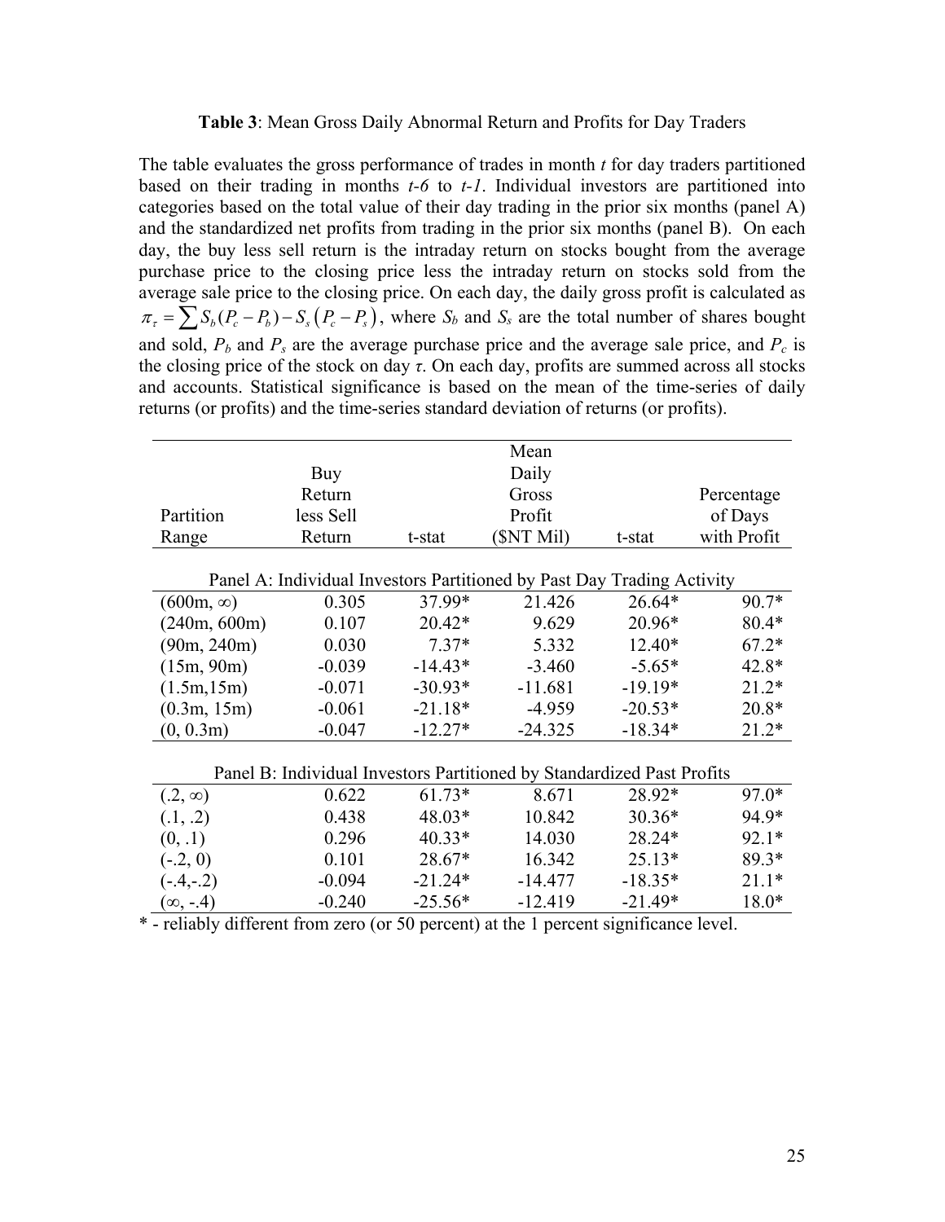**Table 3**: Mean Gross Daily Abnormal Return and Profits for Day Traders

The table evaluates the gross performance of trades in month *t* for day traders partitioned based on their trading in months *t-6* to *t-1*. Individual investors are partitioned into categories based on the total value of their day trading in the prior six months (panel A) and the standardized net profits from trading in the prior six months (panel B). On each day, the buy less sell return is the intraday return on stocks bought from the average purchase price to the closing price less the intraday return on stocks sold from the average sale price to the closing price. On each day, the daily gross profit is calculated as $\pi_\tau = \sum S_b(P_c - P_b) - S_s(P_c - P_s)$, where $S_b$ and $S_s$ are the total number of shares bought and sold, $P_b$ and $P_s$ are the average purchase price and the average sale price, and $P_c$ is the closing price of the stock on day $\tau$. On each day, profits are summed across all stocks and accounts. Statistical significance is based on the mean of the time-series of daily returns (or profits) and the time-series standard deviation of returns (or profits).

| Partition Range | Buy Return less Sell Return | t-stat | Mean Daily Gross Profit ($NT Mil) | t-stat | Percentage of Days with Profit |
|---|---|---|---|---|---|
| **Panel A: Individual Investors Partitioned by Past Day Trading Activity** | | | | | |
| (600m, ∞) | 0.305 | 37.99* | 21.426 | 26.64* | 90.7* |
| (240m, 600m) | 0.107 | 20.42* | 9.629 | 20.96* | 80.4* |
| (90m, 240m) | 0.030 | 7.37* | 5.332 | 12.40* | 67.2* |
| (15m, 90m) | -0.039 | -14.43* | -3.460 | -5.65* | 42.8* |
| (1.5m,15m) | -0.071 | -30.93* | -11.681 | -19.19* | 21.2* |
| (0.3m, 15m) | -0.061 | -21.18* | -4.959 | -20.53* | 20.8* |
| (0, 0.3m) | -0.047 | -12.27* | -24.325 | -18.34* | 21.2* |
| **Panel B: Individual Investors Partitioned by Standardized Past Profits** | | | | | |
| (.2, ∞) | 0.622 | 61.73* | 8.671 | 28.92* | 97.0* |
| (.1, .2) | 0.438 | 48.03* | 10.842 | 30.36* | 94.9* |
| (0, .1) | 0.296 | 40.33* | 14.030 | 28.24* | 92.1* |
| (-.2, 0) | 0.101 | 28.67* | 16.342 | 25.13* | 89.3* |
| (-.4,-.2) | -0.094 | -21.24* | -14.477 | -18.35* | 21.1* |
| (∞, -.4) | -0.240 | -25.56* | -12.419 | -21.49* | 18.0* |

* - reliably different from zero (or 50 percent) at the 1 percent significance level.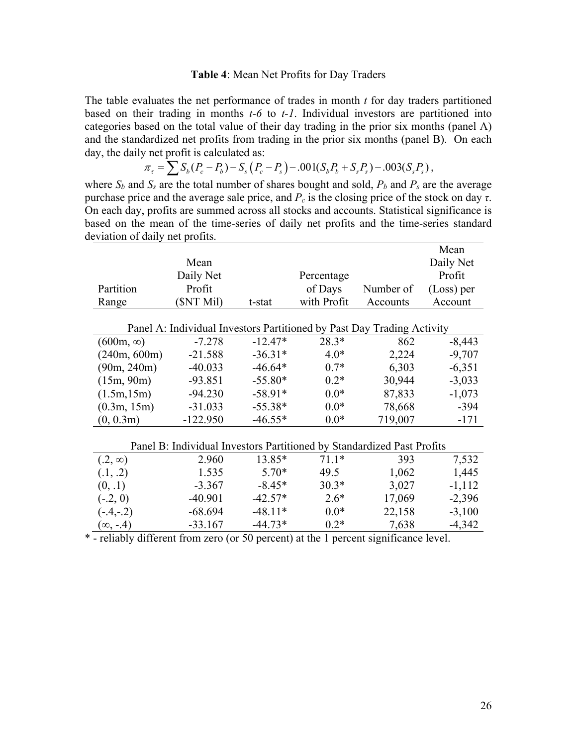**Table 4**: Mean Net Profits for Day Traders

The table evaluates the net performance of trades in month *t* for day traders partitioned based on their trading in months *t-6* to *t-1*. Individual investors are partitioned into categories based on the total value of their day trading in the prior six months (panel A) and the standardized net profits from trading in the prior six months (panel B). On each day, the daily net profit is calculated as:

$$\pi_\tau = \sum S_b(P_c - P_b) - S_s(P_c - P_s) - .001(S_bP_b + S_sP_s) - .003(S_sP_s),$$

where $S_b$ and $S_s$ are the total number of shares bought and sold, $P_b$ and $P_s$ are the average purchase price and the average sale price, and $P_c$ is the closing price of the stock on day $\tau$. On each day, profits are summed across all stocks and accounts. Statistical significance is based on the mean of the time-series of daily net profits and the time-series standard deviation of daily net profits.

| Partition Range | Mean Daily Net Profit ($NT Mil) | t-stat | Percentage of Days with Profit | Number of Accounts | Mean Daily Net Profit (Loss) per Account |
|---|---|---|---|---|---|
| Panel A: Individual Investors Partitioned by Past Day Trading Activity | | | | | |
| (600m, ∞) | -7.278 | -12.47* | 28.3* | 862 | -8,443 |
| (240m, 600m) | -21.588 | -36.31* | 4.0* | 2,224 | -9,707 |
| (90m, 240m) | -40.033 | -46.64* | 0.7* | 6,303 | -6,351 |
| (15m, 90m) | -93.851 | -55.80* | 0.2* | 30,944 | -3,033 |
| (1.5m,15m) | -94.230 | -58.91* | 0.0* | 87,833 | -1,073 |
| (0.3m, 15m) | -31.033 | -55.38* | 0.0* | 78,668 | -394 |
| (0, 0.3m) | -122.950 | -46.55* | 0.0* | 719,007 | -171 |
| Panel B: Individual Investors Partitioned by Standardized Past Profits | | | | | |
| (.2, ∞) | 2.960 | 13.85* | 71.1* | 393 | 7,532 |
| (.1, .2) | 1.535 | 5.70* | 49.5 | 1,062 | 1,445 |
| (0, .1) | -3.367 | -8.45* | 30.3* | 3,027 | -1,112 |
| (-.2, 0) | -40.901 | -42.57* | 2.6* | 17,069 | -2,396 |
| (-.4,-.2) | -68.694 | -48.11* | 0.0* | 22,158 | -3,100 |
| (∞, -.4) | -33.167 | -44.73* | 0.2* | 7,638 | -4,342 |

* - reliably different from zero (or 50 percent) at the 1 percent significance level.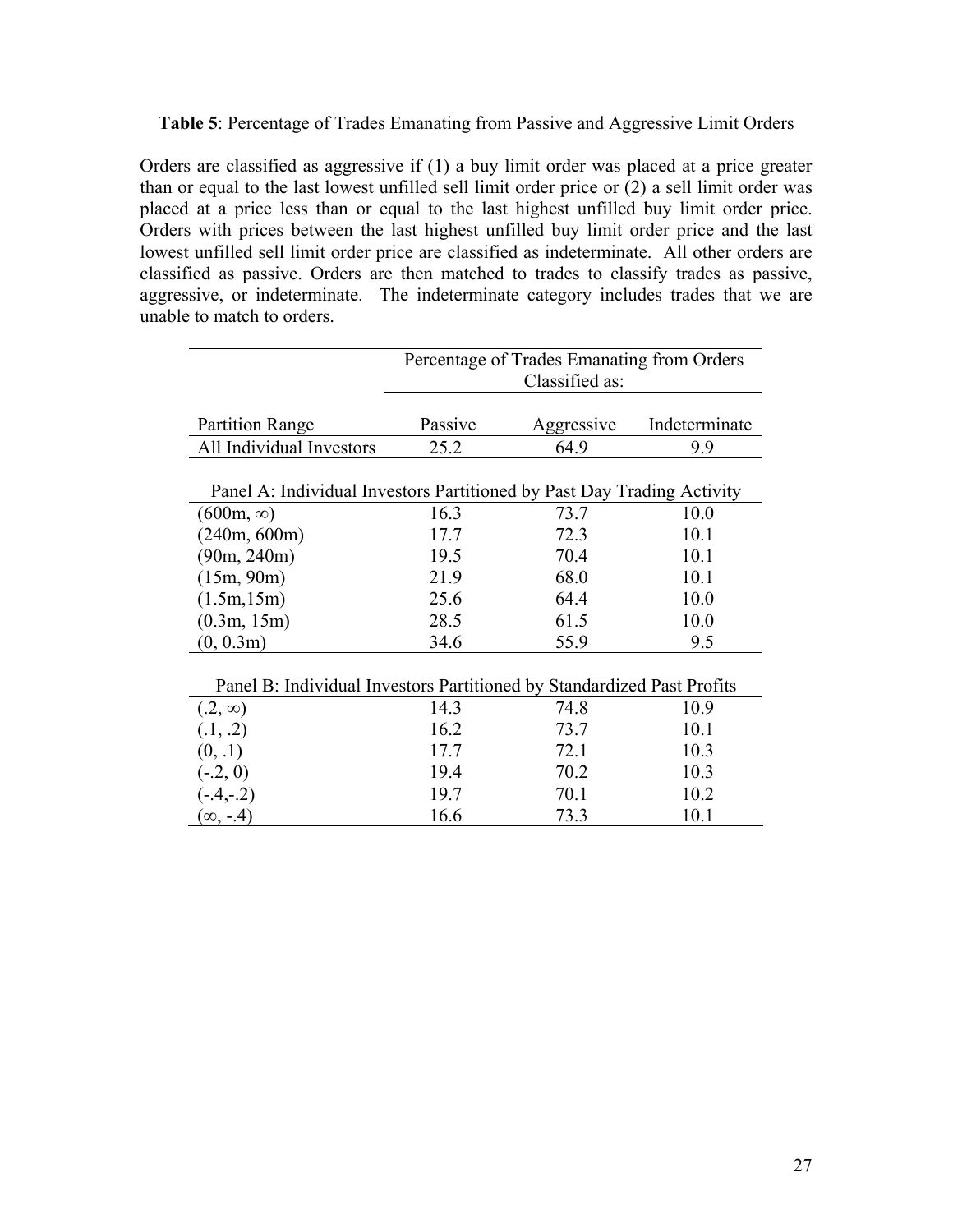**Table 5**: Percentage of Trades Emanating from Passive and Aggressive Limit Orders

Orders are classified as aggressive if (1) a buy limit order was placed at a price greater than or equal to the last lowest unfilled sell limit order price or (2) a sell limit order was placed at a price less than or equal to the last highest unfilled buy limit order price. Orders with prices between the last highest unfilled buy limit order price and the last lowest unfilled sell limit order price are classified as indeterminate. All other orders are classified as passive. Orders are then matched to trades to classify trades as passive, aggressive, or indeterminate. The indeterminate category includes trades that we are unable to match to orders.

| | Percentage of Trades Emanating from Orders Classified as: | | |
|---|---|---|---|
| Partition Range | Passive | Aggressive | Indeterminate |
| All Individual Investors | 25.2 | 64.9 | 9.9 |
| Panel A: Individual Investors Partitioned by Past Day Trading Activity | | | |
| (600m, ∞) | 16.3 | 73.7 | 10.0 |
| (240m, 600m) | 17.7 | 72.3 | 10.1 |
| (90m, 240m) | 19.5 | 70.4 | 10.1 |
| (15m, 90m) | 21.9 | 68.0 | 10.1 |
| (1.5m,15m) | 25.6 | 64.4 | 10.0 |
| (0.3m, 15m) | 28.5 | 61.5 | 10.0 |
| (0, 0.3m) | 34.6 | 55.9 | 9.5 |
| Panel B: Individual Investors Partitioned by Standardized Past Profits | | | |
| (.2, ∞) | 14.3 | 74.8 | 10.9 |
| (.1, .2) | 16.2 | 73.7 | 10.1 |
| (0, .1) | 17.7 | 72.1 | 10.3 |
| (-.2, 0) | 19.4 | 70.2 | 10.3 |
| (-.4,-.2) | 19.7 | 70.1 | 10.2 |
| (∞, -.4) | 16.6 | 73.3 | 10.1 |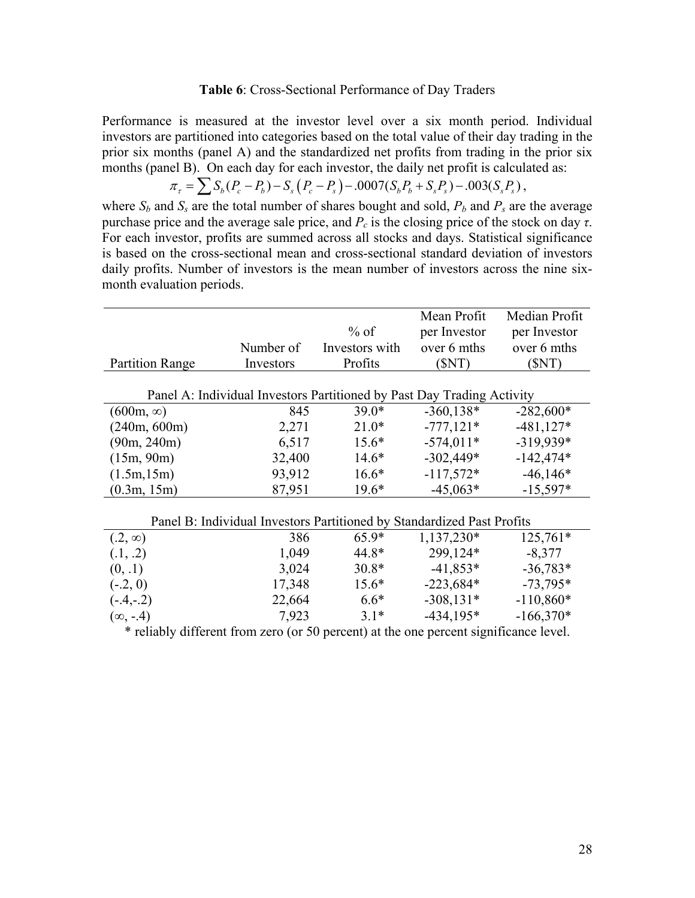**Table 6**: Cross-Sectional Performance of Day Traders

Performance is measured at the investor level over a six month period. Individual investors are partitioned into categories based on the total value of their day trading in the prior six months (panel A) and the standardized net profits from trading in the prior six months (panel B). On each day for each investor, the daily net profit is calculated as:

$$\pi_\tau = \sum S_b(P_c - P_b) - S_s\left(P_c - P_s\right) - .0007(S_bP_b + S_sP_s) - .003(S_sP_s),$$

where $S_b$ and $S_s$ are the total number of shares bought and sold, $P_b$ and $P_s$ are the average purchase price and the average sale price, and $P_c$ is the closing price of the stock on day $\tau$. For each investor, profits are summed across all stocks and days. Statistical significance is based on the cross-sectional mean and cross-sectional standard deviation of investors daily profits. Number of investors is the mean number of investors across the nine six-month evaluation periods.

| Partition Range | Number of Investors | % of Investors with Profits | Mean Profit per Investor over 6 mths ($NT) | Median Profit per Investor over 6 mths ($NT) |
|---|---|---|---|---|
| **Panel A: Individual Investors Partitioned by Past Day Trading Activity** | | | | |
| (600m, ∞) | 845 | 39.0* | -360,138* | -282,600* |
| (240m, 600m) | 2,271 | 21.0* | -777,121* | -481,127* |
| (90m, 240m) | 6,517 | 15.6* | -574,011* | -319,939* |
| (15m, 90m) | 32,400 | 14.6* | -302,449* | -142,474* |
| (1.5m,15m) | 93,912 | 16.6* | -117,572* | -46,146* |
| (0.3m, 15m) | 87,951 | 19.6* | -45,063* | -15,597* |
| **Panel B: Individual Investors Partitioned by Standardized Past Profits** | | | | |
| (.2, ∞) | 386 | 65.9* | 1,137,230* | 125,761* |
| (.1, .2) | 1,049 | 44.8* | 299,124* | -8,377 |
| (0, .1) | 3,024 | 30.8* | -41,853* | -36,783* |
| (-.2, 0) | 17,348 | 15.6* | -223,684* | -73,795* |
| (-.4,-.2) | 22,664 | 6.6* | -308,131* | -110,860* |
| (∞, -.4) | 7,923 | 3.1* | -434,195* | -166,370* |

\* reliably different from zero (or 50 percent) at the one percent significance level.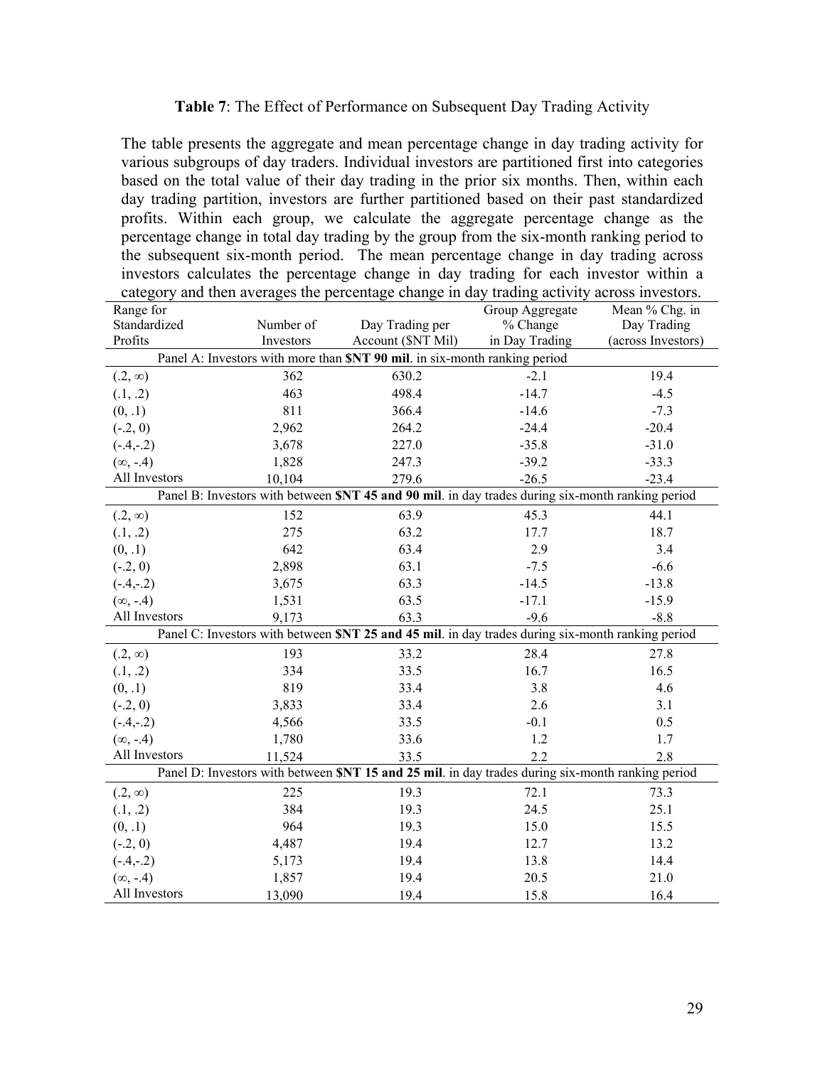**Table 7**: The Effect of Performance on Subsequent Day Trading Activity

The table presents the aggregate and mean percentage change in day trading activity for various subgroups of day traders. Individual investors are partitioned first into categories based on the total value of their day trading in the prior six months. Then, within each day trading partition, investors are further partitioned based on their past standardized profits. Within each group, we calculate the aggregate percentage change as the percentage change in total day trading by the group from the six-month ranking period to the subsequent six-month period. The mean percentage change in day trading across investors calculates the percentage change in day trading for each investor within a category and then averages the percentage change in day trading activity across investors.

| Range for Standardized Profits | Number of Investors | Day Trading per Account ($NT Mil) | Group Aggregate % Change in Day Trading | Mean % Chg. in Day Trading (across Investors) |
|---|---|---|---|---|
| Panel A: Investors with more than **$NT 90 mil**. in six-month ranking period | | | | |
| (.2, ∞) | 362 | 630.2 | -2.1 | 19.4 |
| (.1, .2) | 463 | 498.4 | -14.7 | -4.5 |
| (0, .1) | 811 | 366.4 | -14.6 | -7.3 |
| (-.2, 0) | 2,962 | 264.2 | -24.4 | -20.4 |
| (-.4,-.2) | 3,678 | 227.0 | -35.8 | -31.0 |
| (∞, -.4) | 1,828 | 247.3 | -39.2 | -33.3 |
| All Investors | 10,104 | 279.6 | -26.5 | -23.4 |
| Panel B: Investors with between **$NT 45 and 90 mil**. in day trades during six-month ranking period | | | | |
| (.2, ∞) | 152 | 63.9 | 45.3 | 44.1 |
| (.1, .2) | 275 | 63.2 | 17.7 | 18.7 |
| (0, .1) | 642 | 63.4 | 2.9 | 3.4 |
| (-.2, 0) | 2,898 | 63.1 | -7.5 | -6.6 |
| (-.4,-.2) | 3,675 | 63.3 | -14.5 | -13.8 |
| (∞, -.4) | 1,531 | 63.5 | -17.1 | -15.9 |
| All Investors | 9,173 | 63.3 | -9.6 | -8.8 |
| Panel C: Investors with between **$NT 25 and 45 mil**. in day trades during six-month ranking period | | | | |
| (.2, ∞) | 193 | 33.2 | 28.4 | 27.8 |
| (.1, .2) | 334 | 33.5 | 16.7 | 16.5 |
| (0, .1) | 819 | 33.4 | 3.8 | 4.6 |
| (-.2, 0) | 3,833 | 33.4 | 2.6 | 3.1 |
| (-.4,-.2) | 4,566 | 33.5 | -0.1 | 0.5 |
| (∞, -.4) | 1,780 | 33.6 | 1.2 | 1.7 |
| All Investors | 11,524 | 33.5 | 2.2 | 2.8 |
| Panel D: Investors with between **$NT 15 and 25 mil**. in day trades during six-month ranking period | | | | |
| (.2, ∞) | 225 | 19.3 | 72.1 | 73.3 |
| (.1, .2) | 384 | 19.3 | 24.5 | 25.1 |
| (0, .1) | 964 | 19.3 | 15.0 | 15.5 |
| (-.2, 0) | 4,487 | 19.4 | 12.7 | 13.2 |
| (-.4,-.2) | 5,173 | 19.4 | 13.8 | 14.4 |
| (∞, -.4) | 1,857 | 19.4 | 20.5 | 21.0 |
| All Investors | 13,090 | 19.4 | 15.8 | 16.4 |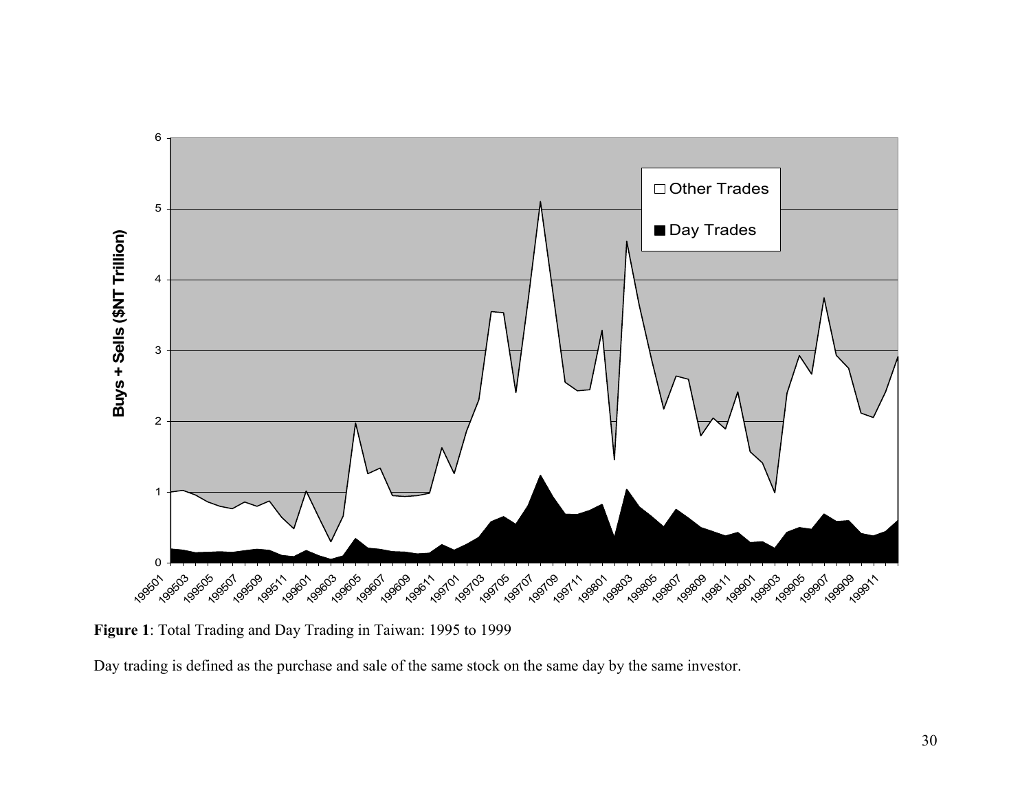6

5

4

3

2

1

0

Buys + Sells ($NT Trillion)

□ Other Trades

■ Day Trades

199501 199503 199505 199507 199509 199511 199601 199603 199605 199607 199609 199611 199701 199703 199705 199707 199709 199711 199801 199803 199805 199807 199809 199811 199901 199903 199905 199907 199909 199911

**Figure 1**: Total Trading and Day Trading in Taiwan: 1995 to 1999

Day trading is defined as the purchase and sale of the same stock on the same day by the same investor.